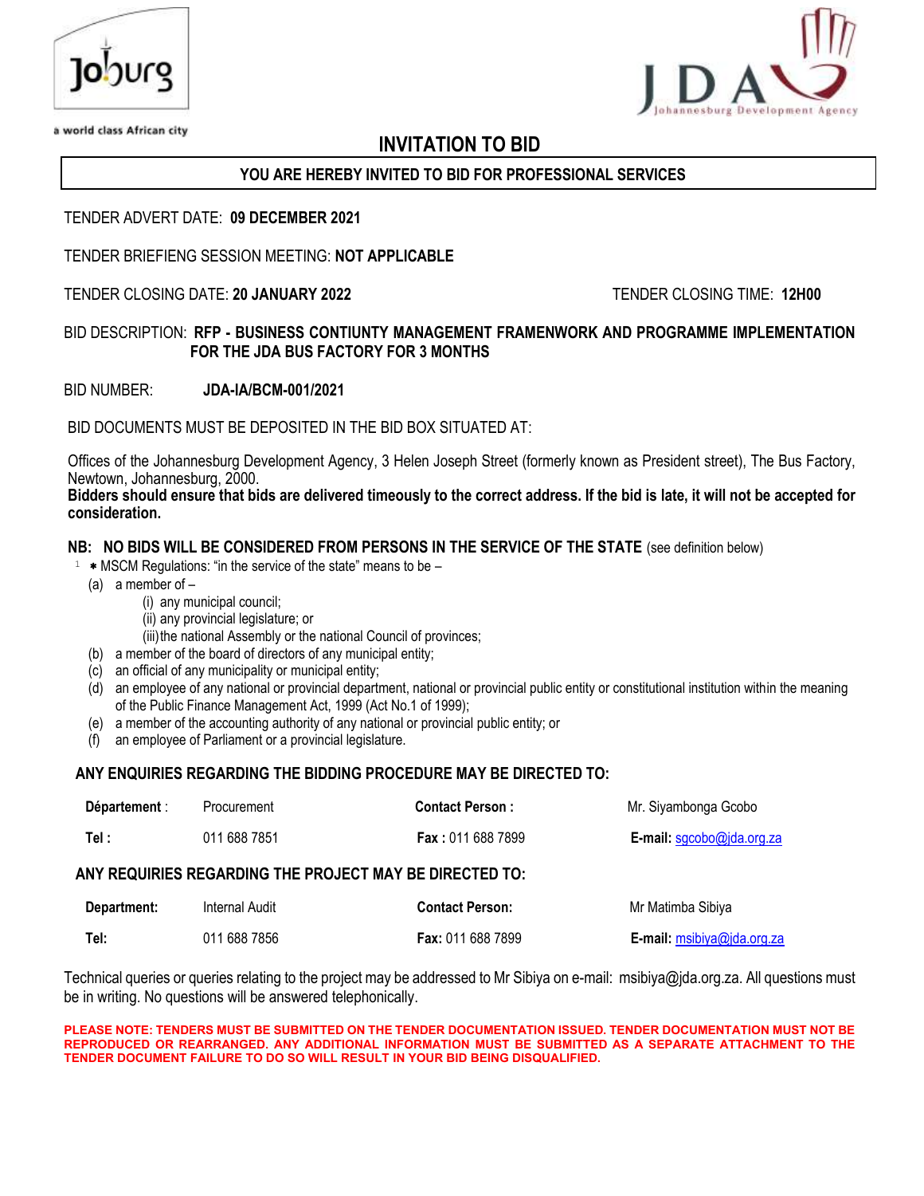a world class African city

# INVITATION TO BID

**YOU ARE HEREBY INVITED TO BID FOR PROFESSIONAL SERVICES**

TENDER ADVERT DATE: **09 DECEMBER 2021**

TENDER BRIEFIENG SESSION MEETING: **NOT APPLICABLE**

TENDER CLOSING DATE: **20 JANUARY 2022** TENDER CLOSING TIME: **12H00**

BID DESCRIPTION: **RFP - BUSINESS CONTIUNTY MANAGEMENT FRAMENWORK AND PROGRAMME IMPLEMENTATION FOR THE JDA BUS FACTORY FOR 3 MONTHS**

BID NUMBER: **JDA-IA/BCM-001/2021**

BID DOCUMENTS MUST BE DEPOSITED IN THE BID BOX SITUATED AT:

Offices of the Johannesburg Development Agency, 3 Helen Joseph Street (formerly known as President street), The Bus Factory, Newtown, Johannesburg, 2000.
**Bidders should ensure that bids are delivered timeously to the correct address. If the bid is late, it will not be accepted for consideration.**

**NB: NO BIDS WILL BE CONSIDERED FROM PERSONS IN THE SERVICE OF THE STATE** (see definition below)

[1] * MSCM Regulations: "in the service of the state" means to be –

(a) a member of –
  (i) any municipal council;
  (ii) any provincial legislature; or
  (iii) the national Assembly or the national Council of provinces;
(b) a member of the board of directors of any municipal entity;
(c) an official of any municipality or municipal entity;
(d) an employee of any national or provincial department, national or provincial public entity or constitutional institution within the meaning of the Public Finance Management Act, 1999 (Act No.1 of 1999);
(e) a member of the accounting authority of any national or provincial public entity; or
(f) an employee of Parliament or a provincial legislature.

**ANY ENQUIRIES REGARDING THE BIDDING PROCEDURE MAY BE DIRECTED TO:**

| | | | |
|---|---|---|---|
| **Département** : | Procurement | **Contact Person :** | Mr. Siyambonga Gcobo |
| **Tel :** | 011 688 7851 | **Fax :** 011 688 7899 | **E-mail:** sgcobo@jda.org.za |

**ANY REQUIRIES REGARDING THE PROJECT MAY BE DIRECTED TO:**

| | | | |
|---|---|---|---|
| **Department:** | Internal Audit | **Contact Person:** | Mr Matimba Sibiya |
| **Tel:** | 011 688 7856 | **Fax:** 011 688 7899 | **E-mail:** msibiya@jda.org.za |

Technical queries or queries relating to the project may be addressed to Mr Sibiya on e-mail: msibiya@jda.org.za. All questions must be in writing. No questions will be answered telephonically.

**PLEASE NOTE: TENDERS MUST BE SUBMITTED ON THE TENDER DOCUMENTATION ISSUED. TENDER DOCUMENTATION MUST NOT BE REPRODUCED OR REARRANGED. ANY ADDITIONAL INFORMATION MUST BE SUBMITTED AS A SEPARATE ATTACHMENT TO THE TENDER DOCUMENT FAILURE TO DO SO WILL RESULT IN YOUR BID BEING DISQUALIFIED.**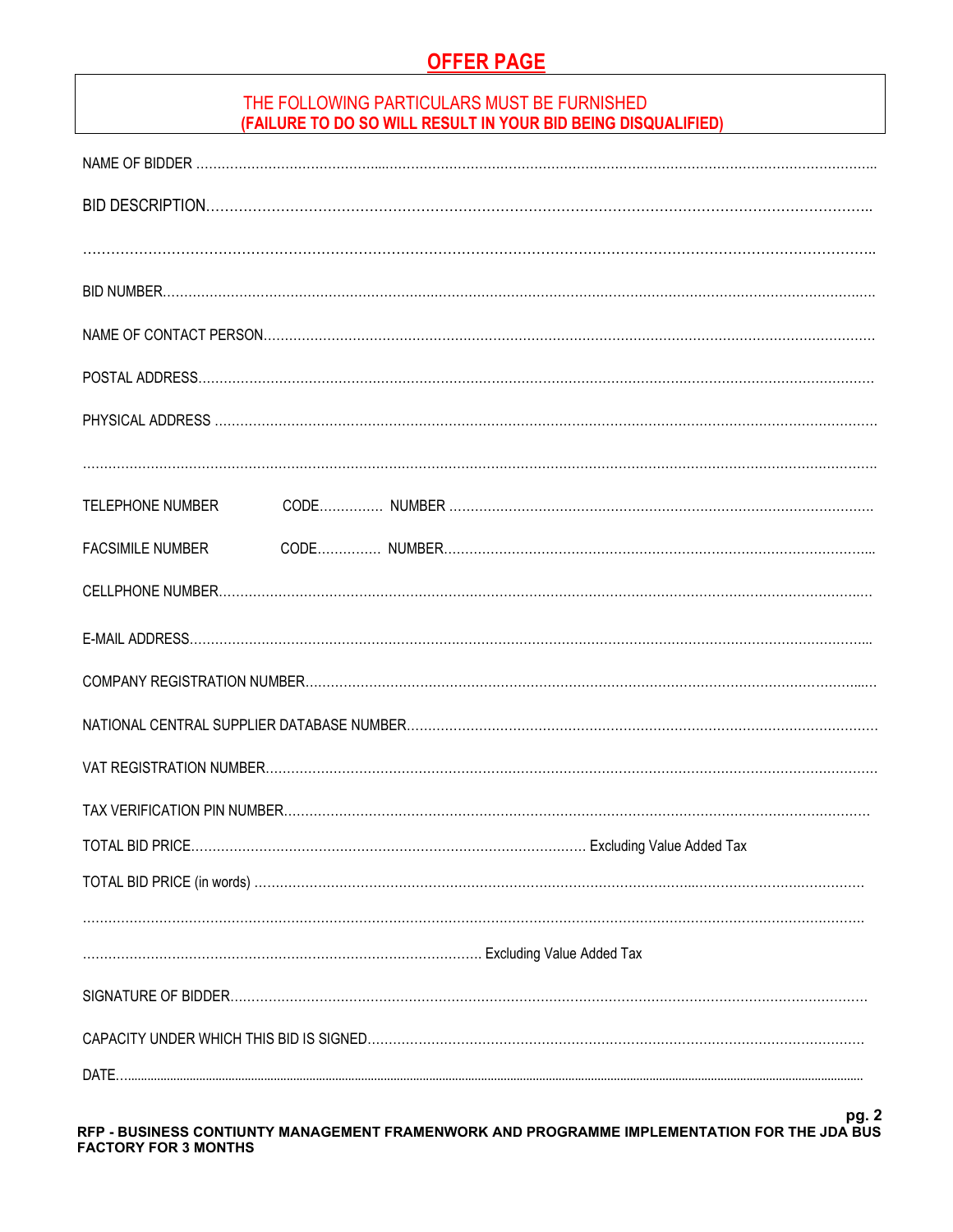# OFFER PAGE

**THE FOLLOWING PARTICULARS MUST BE FURNISHED**
**(FAILURE TO DO SO WILL RESULT IN YOUR BID BEING DISQUALIFIED)**

NAME OF BIDDER ……………………………………………………………………………………………………………………

BID DESCRIPTION……………………………………………………………………………………………………………………

……………………………………………………………………………………………………………………………………………

BID NUMBER……………………………………………………………………………………………………………………………

NAME OF CONTACT PERSON………………………………………………………………………………………………………

POSTAL ADDRESS……………………………………………………………………………………………………………………

PHYSICAL ADDRESS …………………………………………………………………………………………………………………

……………………………………………………………………………………………………………………………………………

TELEPHONE NUMBER CODE…………… NUMBER ………………………………………………………………………………

FACSIMILE NUMBER CODE…………… NUMBER…………………………………………………………………………………

CELLPHONE NUMBER………………………………………………………………………………………………………………

E-MAIL ADDRESS……………………………………………………………………………………………………………………

COMPANY REGISTRATION NUMBER……………………………………………………………………………………………

NATIONAL CENTRAL SUPPLIER DATABASE NUMBER…………………………………………………………………………

VAT REGISTRATION NUMBER………………………………………………………………………………………………………

TAX VERIFICATION PIN NUMBER…………………………………………………………………………………………………

TOTAL BID PRICE………………………………………………………………………………… Excluding Value Added Tax

TOTAL BID PRICE (in words) …………………………………………………………………………………………………………

……………………………………………………………………………………………………………………………………………

………………………………………………………………………………… Excluding Value Added Tax

SIGNATURE OF BIDDER………………………………………………………………………………………………………………

CAPACITY UNDER WHICH THIS BID IS SIGNED…………………………………………………………………………………

DATE……………………………………………………………………………………………………………………………………

**RFP - BUSINESS CONTIUNTY MANAGEMENT FRAMENWORK AND PROGRAMME IMPLEMENTATION FOR THE JDA BUS FACTORY FOR 3 MONTHS**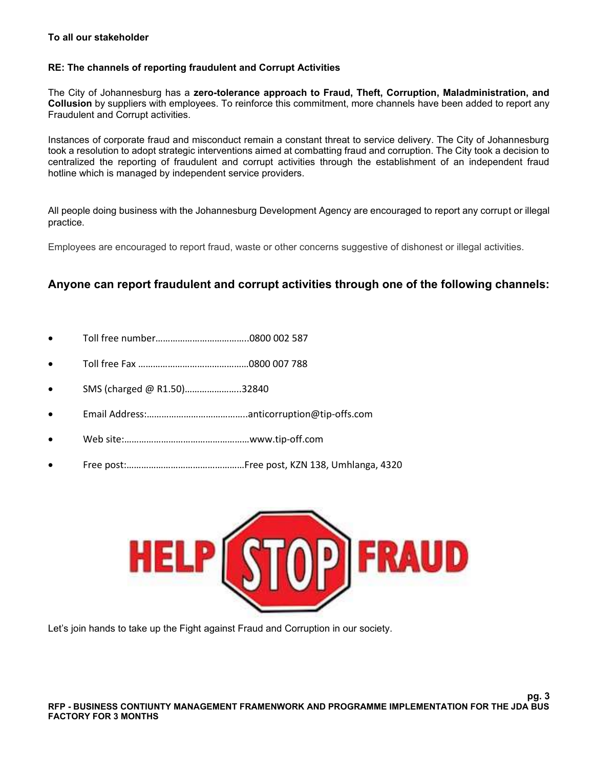**To all our stakeholder**

**RE: The channels of reporting fraudulent and Corrupt Activities**

The City of Johannesburg has a **zero-tolerance approach to Fraud, Theft, Corruption, Maladministration, and Collusion** by suppliers with employees. To reinforce this commitment, more channels have been added to report any Fraudulent and Corrupt activities.

Instances of corporate fraud and misconduct remain a constant threat to service delivery. The City of Johannesburg took a resolution to adopt strategic interventions aimed at combatting fraud and corruption. The City took a decision to centralized the reporting of fraudulent and corrupt activities through the establishment of an independent fraud hotline which is managed by independent service providers.

All people doing business with the Johannesburg Development Agency are encouraged to report any corrupt or illegal practice.

Employees are encouraged to report fraud, waste or other concerns suggestive of dishonest or illegal activities.

## Anyone can report fraudulent and corrupt activities through one of the following channels:

- Toll free number……………………………….0800 002 587
- Toll free Fax ………………………………………0800 007 788
- SMS (charged @ R1.50)…………………..32840
- Email Address:…………………………………..anticorruption@tip-offs.com
- Web site:……………………………………………www.tip-off.com
- Free post:…………………………………………Free post, KZN 138, Umhlanga, 4320

HELP STOP FRAUD

Let's join hands to take up the Fight against Fraud and Corruption in our society.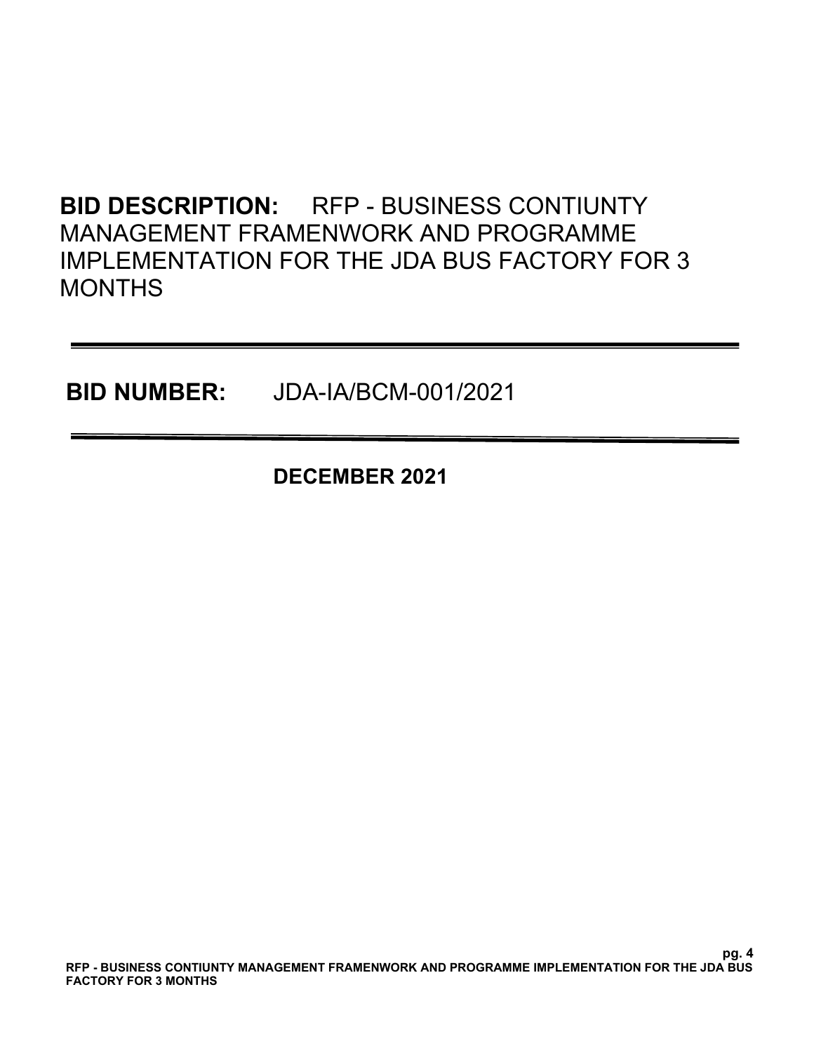**BID DESCRIPTION:** RFP - BUSINESS CONTIUNTY MANAGEMENT FRAMENWORK AND PROGRAMME IMPLEMENTATION FOR THE JDA BUS FACTORY FOR 3 MONTHS

---

**BID NUMBER:** JDA-IA/BCM-001/2021

---

**DECEMBER 2021**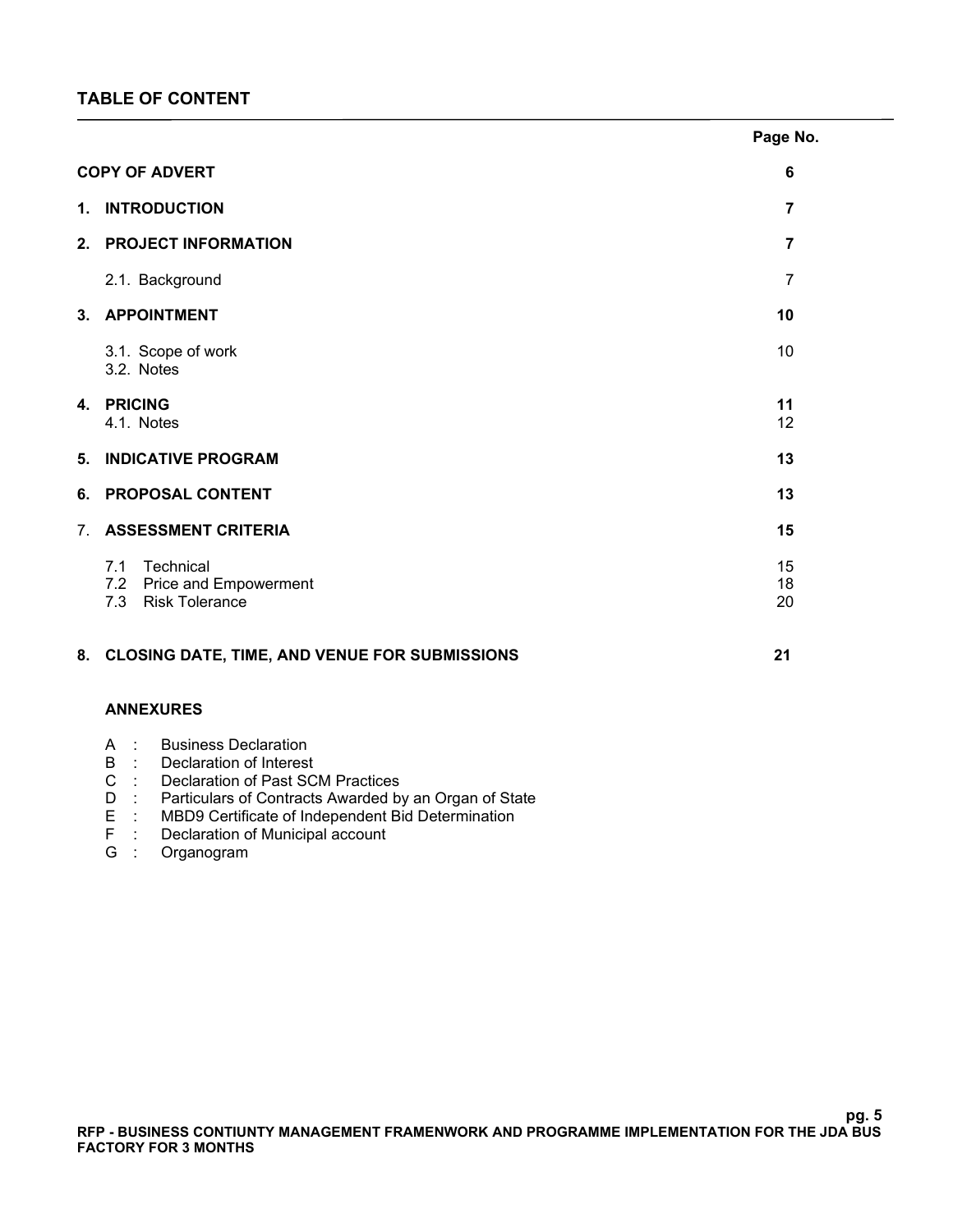## TABLE OF CONTENT

| | Page No. |
|---|---|
| **COPY OF ADVERT** | **6** |
| **1. INTRODUCTION** | **7** |
| **2. PROJECT INFORMATION** | **7** |
| 2.1. Background | 7 |
| **3. APPOINTMENT** | **10** |
| 3.1. Scope of work | 10 |
| 3.2. Notes | |
| **4. PRICING** | **11** |
| 4.1. Notes | 12 |
| **5. INDICATIVE PROGRAM** | **13** |
| **6. PROPOSAL CONTENT** | **13** |
| **7. ASSESSMENT CRITERIA** | **15** |
| 7.1 Technical | 15 |
| 7.2 Price and Empowerment | 18 |
| 7.3 Risk Tolerance | 20 |
| **8. CLOSING DATE, TIME, AND VENUE FOR SUBMISSIONS** | **21** |

**ANNEXURES**

- A : Business Declaration
- B : Declaration of Interest
- C : Declaration of Past SCM Practices
- D : Particulars of Contracts Awarded by an Organ of State
- E : MBD9 Certificate of Independent Bid Determination
- F : Declaration of Municipal account
- G : Organogram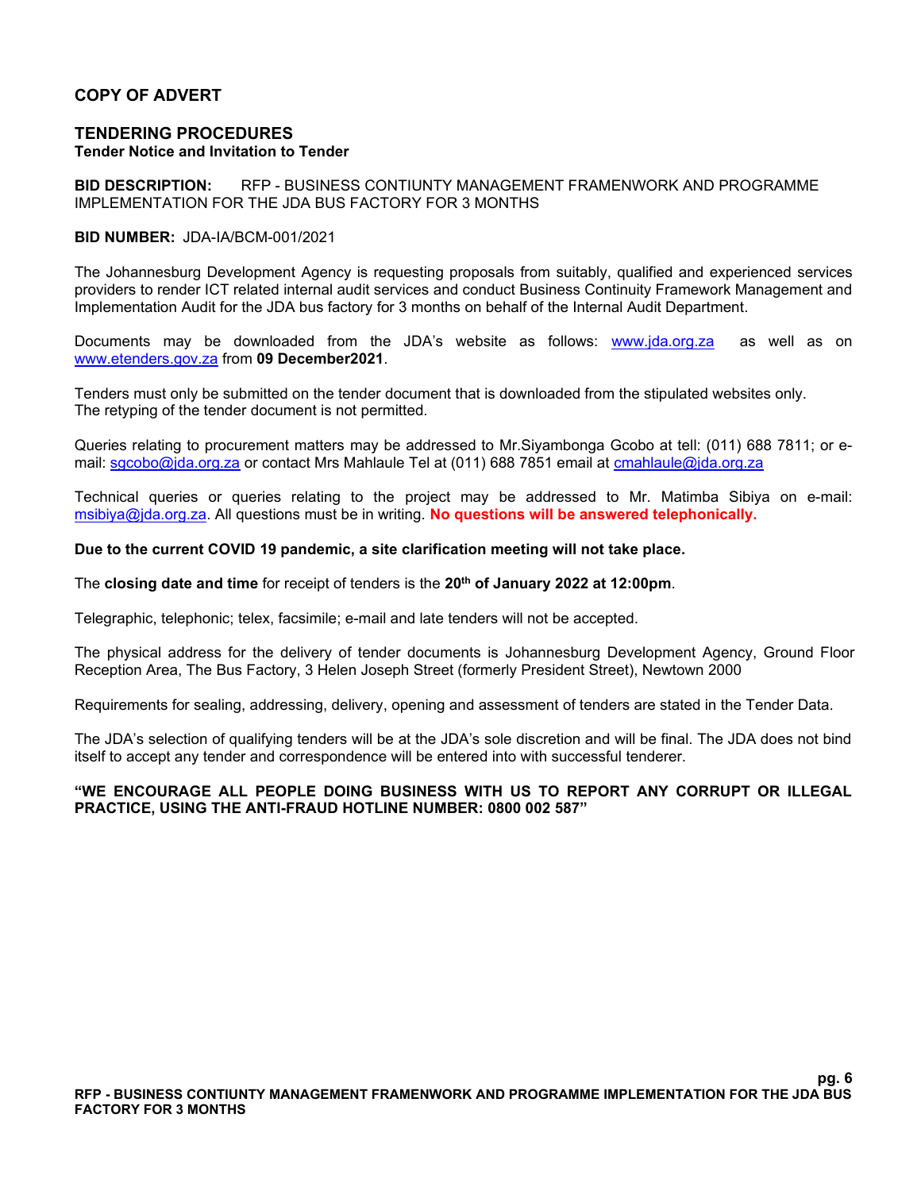## COPY OF ADVERT

## TENDERING PROCEDURES

**Tender Notice and Invitation to Tender**

**BID DESCRIPTION:** RFP - BUSINESS CONTIUNTY MANAGEMENT FRAMENWORK AND PROGRAMME IMPLEMENTATION FOR THE JDA BUS FACTORY FOR 3 MONTHS

**BID NUMBER:** JDA-IA/BCM-001/2021

The Johannesburg Development Agency is requesting proposals from suitably, qualified and experienced services providers to render ICT related internal audit services and conduct Business Continuity Framework Management and Implementation Audit for the JDA bus factory for 3 months on behalf of the Internal Audit Department.

Documents may be downloaded from the JDA's website as follows: www.jda.org.za as well as on www.etenders.gov.za from **09 December2021**.

Tenders must only be submitted on the tender document that is downloaded from the stipulated websites only. The retyping of the tender document is not permitted.

Queries relating to procurement matters may be addressed to Mr.Siyambonga Gcobo at tell: (011) 688 7811; or e-mail: sgcobo@jda.org.za or contact Mrs Mahlaule Tel at (011) 688 7851 email at cmahlaule@jda.org.za

Technical queries or queries relating to the project may be addressed to Mr. Matimba Sibiya on e-mail: msibiya@jda.org.za. All questions must be in writing. **No questions will be answered telephonically.**

**Due to the current COVID 19 pandemic, a site clarification meeting will not take place.**

The **closing date and time** for receipt of tenders is the **20th of January 2022 at 12:00pm**.

Telegraphic, telephonic; telex, facsimile; e-mail and late tenders will not be accepted.

The physical address for the delivery of tender documents is Johannesburg Development Agency, Ground Floor Reception Area, The Bus Factory, 3 Helen Joseph Street (formerly President Street), Newtown 2000

Requirements for sealing, addressing, delivery, opening and assessment of tenders are stated in the Tender Data.

The JDA's selection of qualifying tenders will be at the JDA's sole discretion and will be final. The JDA does not bind itself to accept any tender and correspondence will be entered into with successful tenderer.

**"WE ENCOURAGE ALL PEOPLE DOING BUSINESS WITH US TO REPORT ANY CORRUPT OR ILLEGAL PRACTICE, USING THE ANTI-FRAUD HOTLINE NUMBER: 0800 002 587"**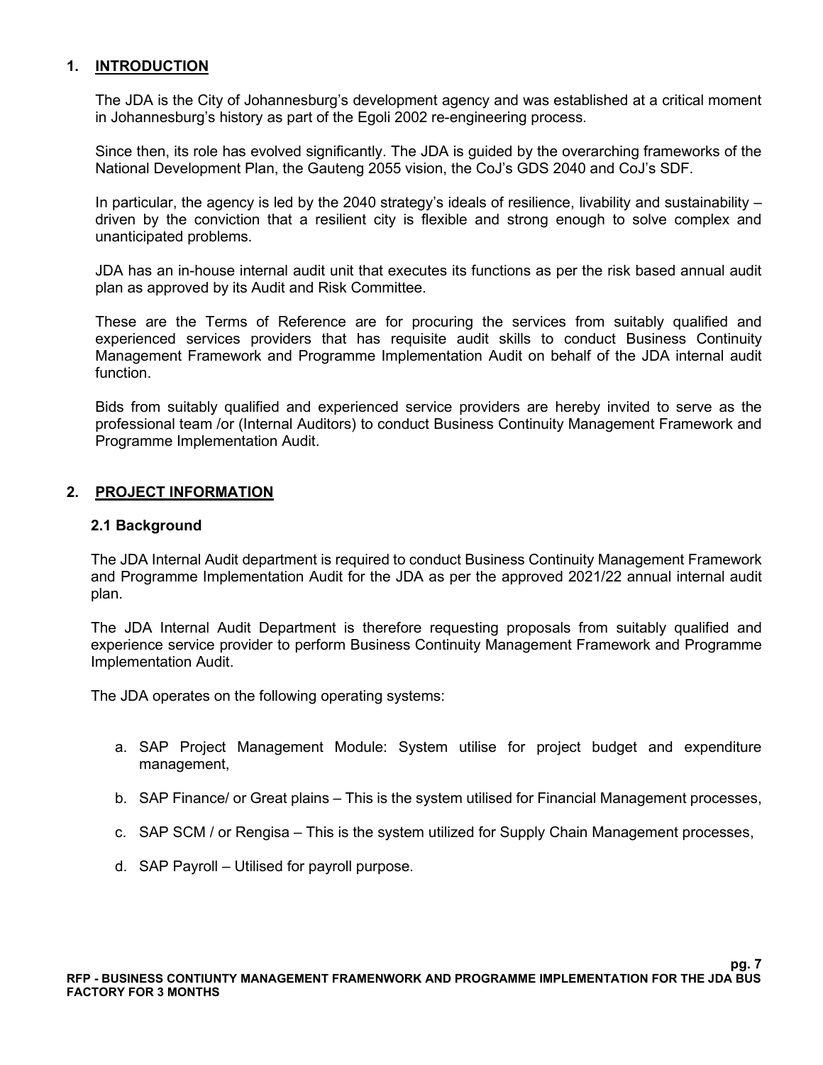## 1. INTRODUCTION

The JDA is the City of Johannesburg's development agency and was established at a critical moment in Johannesburg's history as part of the Egoli 2002 re-engineering process.

Since then, its role has evolved significantly. The JDA is guided by the overarching frameworks of the National Development Plan, the Gauteng 2055 vision, the CoJ's GDS 2040 and CoJ's SDF.

In particular, the agency is led by the 2040 strategy's ideals of resilience, livability and sustainability – driven by the conviction that a resilient city is flexible and strong enough to solve complex and unanticipated problems.

JDA has an in-house internal audit unit that executes its functions as per the risk based annual audit plan as approved by its Audit and Risk Committee.

These are the Terms of Reference are for procuring the services from suitably qualified and experienced services providers that has requisite audit skills to conduct Business Continuity Management Framework and Programme Implementation Audit on behalf of the JDA internal audit function.

Bids from suitably qualified and experienced service providers are hereby invited to serve as the professional team /or (Internal Auditors) to conduct Business Continuity Management Framework and Programme Implementation Audit.

## 2. PROJECT INFORMATION

### 2.1 Background

The JDA Internal Audit department is required to conduct Business Continuity Management Framework and Programme Implementation Audit for the JDA as per the approved 2021/22 annual internal audit plan.

The JDA Internal Audit Department is therefore requesting proposals from suitably qualified and experience service provider to perform Business Continuity Management Framework and Programme Implementation Audit.

The JDA operates on the following operating systems:

a. SAP Project Management Module: System utilise for project budget and expenditure management,

b. SAP Finance/ or Great plains – This is the system utilised for Financial Management processes,

c. SAP SCM / or Rengisa – This is the system utilized for Supply Chain Management processes,

d. SAP Payroll – Utilised for payroll purpose.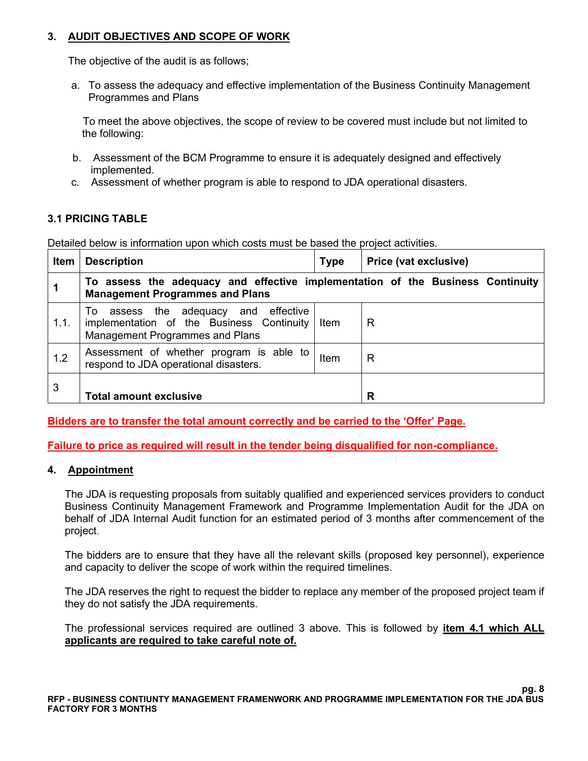### 3. AUDIT OBJECTIVES AND SCOPE OF WORK

The objective of the audit is as follows;

a. To assess the adequacy and effective implementation of the Business Continuity Management Programmes and Plans

To meet the above objectives, the scope of review to be covered must include but not limited to the following:

b. Assessment of the BCM Programme to ensure it is adequately designed and effectively implemented.

c. Assessment of whether program is able to respond to JDA operational disasters.

#### 3.1 PRICING TABLE

Detailed below is information upon which costs must be based the project activities.

| Item | Description | Type | Price (vat exclusive) |
|---|---|---|---|
| **1** | **To assess the adequacy and effective implementation of the Business Continuity Management Programmes and Plans** | | |
| 1.1. | To assess the adequacy and effective implementation of the Business Continuity Management Programmes and Plans | Item | R |
| 1.2 | Assessment of whether program is able to respond to JDA operational disasters. | Item | R |
| 3 | **Total amount exclusive** | | **R** |

**Bidders are to transfer the total amount correctly and be carried to the 'Offer' Page.**

**Failure to price as required will result in the tender being disqualified for non-compliance.**

### 4. Appointment

The JDA is requesting proposals from suitably qualified and experienced services providers to conduct Business Continuity Management Framework and Programme Implementation Audit for the JDA on behalf of JDA Internal Audit function for an estimated period of 3 months after commencement of the project.

The bidders are to ensure that they have all the relevant skills (proposed key personnel), experience and capacity to deliver the scope of work within the required timelines.

The JDA reserves the right to request the bidder to replace any member of the proposed project team if they do not satisfy the JDA requirements.

The professional services required are outlined 3 above. This is followed by **item 4.1 which ALL applicants are required to take careful note of.**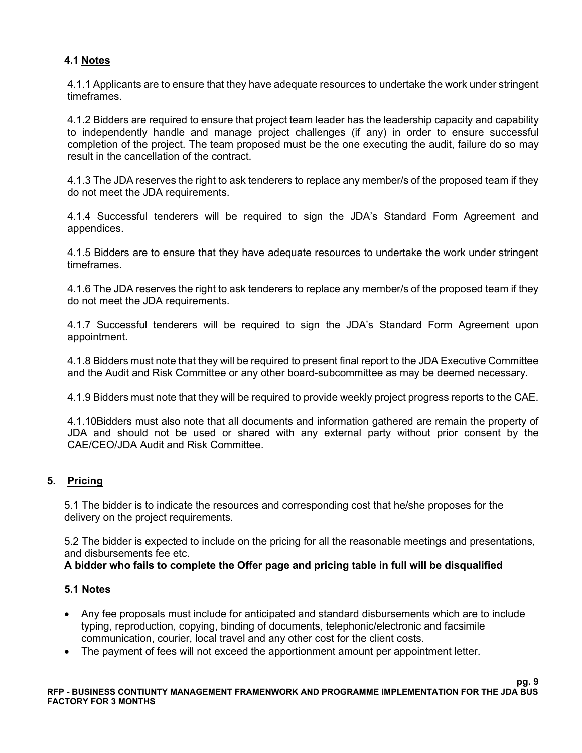### 4.1 Notes

4.1.1 Applicants are to ensure that they have adequate resources to undertake the work under stringent timeframes.

4.1.2 Bidders are required to ensure that project team leader has the leadership capacity and capability to independently handle and manage project challenges (if any) in order to ensure successful completion of the project. The team proposed must be the one executing the audit, failure do so may result in the cancellation of the contract.

4.1.3 The JDA reserves the right to ask tenderers to replace any member/s of the proposed team if they do not meet the JDA requirements.

4.1.4 Successful tenderers will be required to sign the JDA's Standard Form Agreement and appendices.

4.1.5 Bidders are to ensure that they have adequate resources to undertake the work under stringent timeframes.

4.1.6 The JDA reserves the right to ask tenderers to replace any member/s of the proposed team if they do not meet the JDA requirements.

4.1.7 Successful tenderers will be required to sign the JDA's Standard Form Agreement upon appointment.

4.1.8 Bidders must note that they will be required to present final report to the JDA Executive Committee and the Audit and Risk Committee or any other board-subcommittee as may be deemed necessary.

4.1.9 Bidders must note that they will be required to provide weekly project progress reports to the CAE.

4.1.10Bidders must also note that all documents and information gathered are remain the property of JDA and should not be used or shared with any external party without prior consent by the CAE/CEO/JDA Audit and Risk Committee.

## 5. Pricing

5.1 The bidder is to indicate the resources and corresponding cost that he/she proposes for the delivery on the project requirements.

5.2 The bidder is expected to include on the pricing for all the reasonable meetings and presentations, and disbursements fee etc.

**A bidder who fails to complete the Offer page and pricing table in full will be disqualified**

### 5.1 Notes

- Any fee proposals must include for anticipated and standard disbursements which are to include typing, reproduction, copying, binding of documents, telephonic/electronic and facsimile communication, courier, local travel and any other cost for the client costs.
- The payment of fees will not exceed the apportionment amount per appointment letter.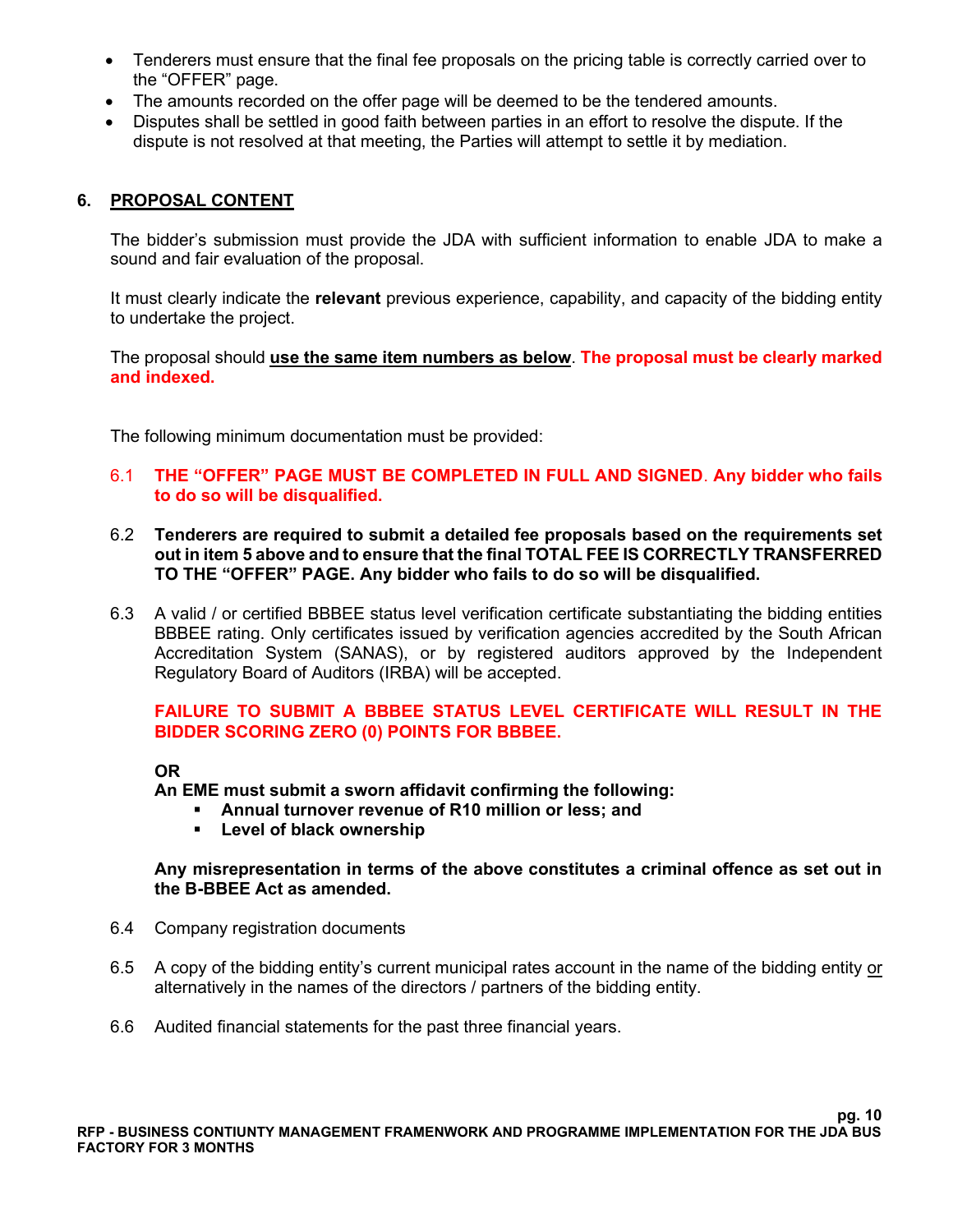- Tenderers must ensure that the final fee proposals on the pricing table is correctly carried over to the "OFFER" page.
- The amounts recorded on the offer page will be deemed to be the tendered amounts.
- Disputes shall be settled in good faith between parties in an effort to resolve the dispute. If the dispute is not resolved at that meeting, the Parties will attempt to settle it by mediation.

## 6. PROPOSAL CONTENT

The bidder's submission must provide the JDA with sufficient information to enable JDA to make a sound and fair evaluation of the proposal.

It must clearly indicate the **relevant** previous experience, capability, and capacity of the bidding entity to undertake the project.

The proposal should **use the same item numbers as below**. **The proposal must be clearly marked and indexed.**

The following minimum documentation must be provided:

6.1 **THE "OFFER" PAGE MUST BE COMPLETED IN FULL AND SIGNED. Any bidder who fails to do so will be disqualified.**

6.2 **Tenderers are required to submit a detailed fee proposals based on the requirements set out in item 5 above and to ensure that the final TOTAL FEE IS CORRECTLY TRANSFERRED TO THE "OFFER" PAGE. Any bidder who fails to do so will be disqualified.**

6.3 A valid / or certified BBBEE status level verification certificate substantiating the bidding entities BBBEE rating. Only certificates issued by verification agencies accredited by the South African Accreditation System (SANAS), or by registered auditors approved by the Independent Regulatory Board of Auditors (IRBA) will be accepted.

**FAILURE TO SUBMIT A BBBEE STATUS LEVEL CERTIFICATE WILL RESULT IN THE BIDDER SCORING ZERO (0) POINTS FOR BBBEE.**

**OR**
**An EME must submit a sworn affidavit confirming the following:**
- **Annual turnover revenue of R10 million or less; and**
- **Level of black ownership**

**Any misrepresentation in terms of the above constitutes a criminal offence as set out in the B-BBEE Act as amended.**

6.4 Company registration documents

6.5 A copy of the bidding entity's current municipal rates account in the name of the bidding entity or alternatively in the names of the directors / partners of the bidding entity.

6.6 Audited financial statements for the past three financial years.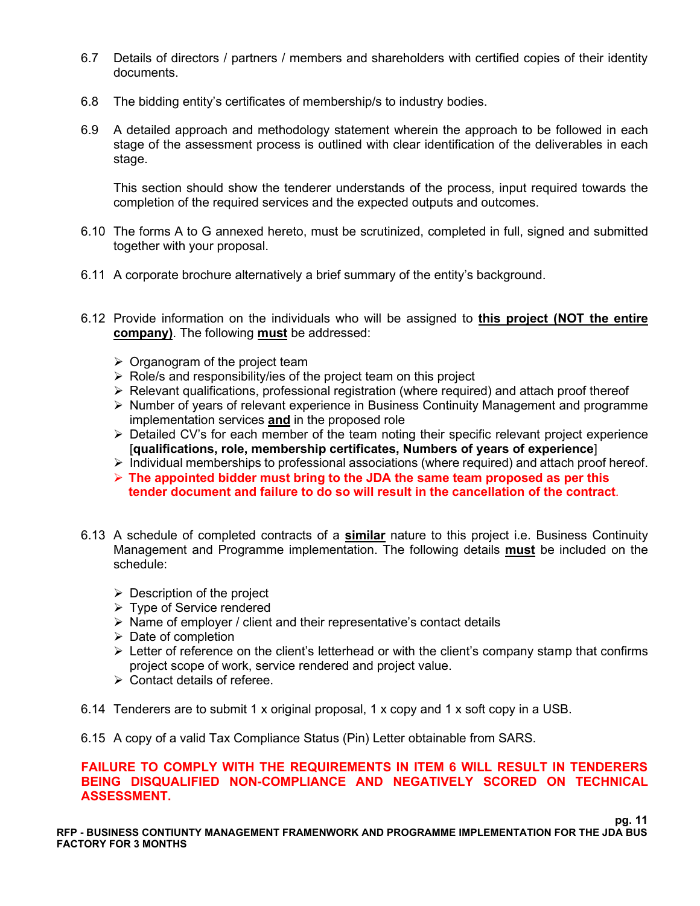6.7 Details of directors / partners / members and shareholders with certified copies of their identity documents.

6.8 The bidding entity's certificates of membership/s to industry bodies.

6.9 A detailed approach and methodology statement wherein the approach to be followed in each stage of the assessment process is outlined with clear identification of the deliverables in each stage.

This section should show the tenderer understands of the process, input required towards the completion of the required services and the expected outputs and outcomes.

6.10 The forms A to G annexed hereto, must be scrutinized, completed in full, signed and submitted together with your proposal.

6.11 A corporate brochure alternatively a brief summary of the entity's background.

6.12 Provide information on the individuals who will be assigned to **this project (NOT the entire company)**. The following **must** be addressed:

- Organogram of the project team
- Role/s and responsibility/ies of the project team on this project
- Relevant qualifications, professional registration (where required) and attach proof thereof
- Number of years of relevant experience in Business Continuity Management and programme implementation services **and** in the proposed role
- Detailed CV's for each member of the team noting their specific relevant project experience [**qualifications, role, membership certificates, Numbers of years of experience**]
- Individual memberships to professional associations (where required) and attach proof hereof.
- **The appointed bidder must bring to the JDA the same team proposed as per this tender document and failure to do so will result in the cancellation of the contract**.

6.13 A schedule of completed contracts of a **similar** nature to this project i.e. Business Continuity Management and Programme implementation. The following details **must** be included on the schedule:

- Description of the project
- Type of Service rendered
- Name of employer / client and their representative's contact details
- Date of completion
- Letter of reference on the client's letterhead or with the client's company stamp that confirms project scope of work, service rendered and project value.
- Contact details of referee.

6.14 Tenderers are to submit 1 x original proposal, 1 x copy and 1 x soft copy in a USB.

6.15 A copy of a valid Tax Compliance Status (Pin) Letter obtainable from SARS.

**FAILURE TO COMPLY WITH THE REQUIREMENTS IN ITEM 6 WILL RESULT IN TENDERERS BEING DISQUALIFIED NON-COMPLIANCE AND NEGATIVELY SCORED ON TECHNICAL ASSESSMENT.**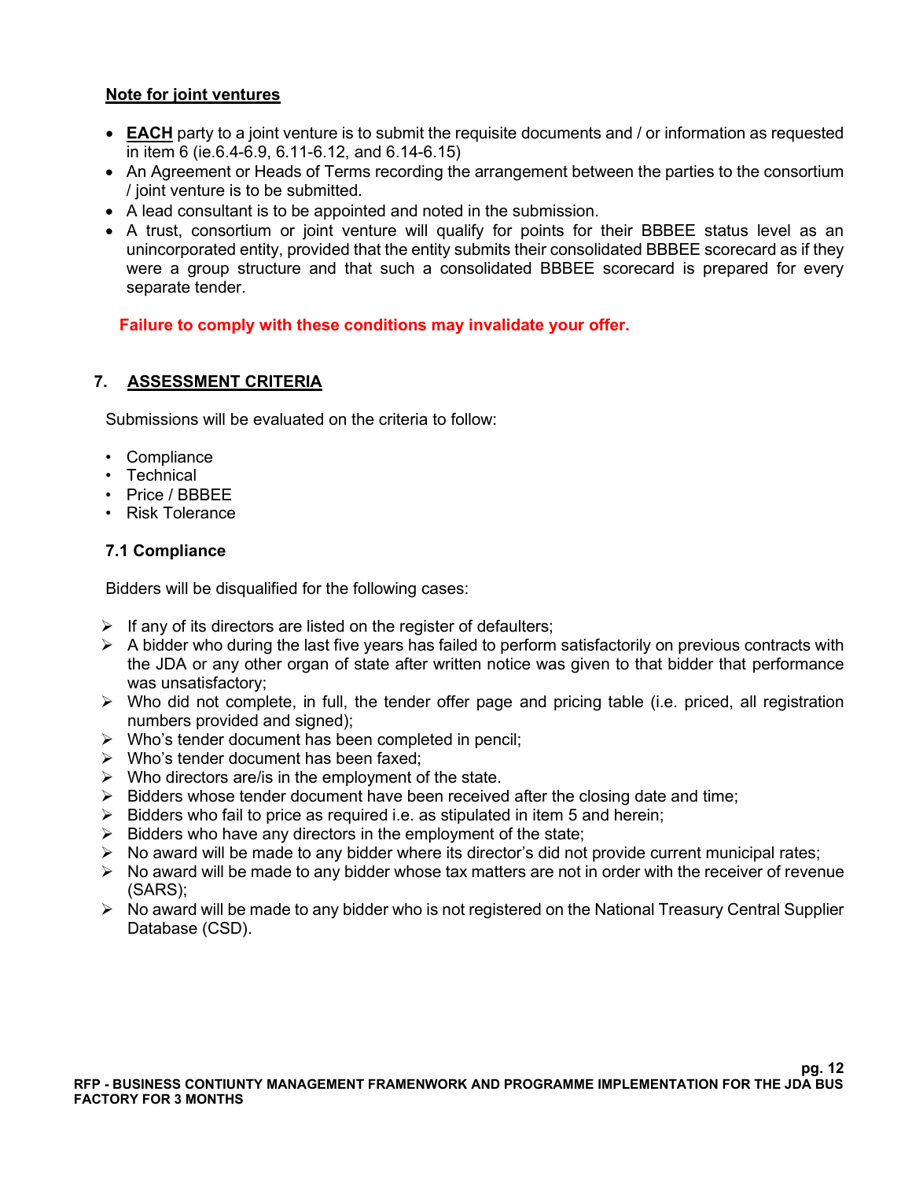**Note for joint ventures**

- **EACH** party to a joint venture is to submit the requisite documents and / or information as requested in item 6 (ie.6.4-6.9, 6.11-6.12, and 6.14-6.15)
- An Agreement or Heads of Terms recording the arrangement between the parties to the consortium / joint venture is to be submitted.
- A lead consultant is to be appointed and noted in the submission.
- A trust, consortium or joint venture will qualify for points for their BBBEE status level as an unincorporated entity, provided that the entity submits their consolidated BBBEE scorecard as if they were a group structure and that such a consolidated BBBEE scorecard is prepared for every separate tender.

**Failure to comply with these conditions may invalidate your offer.**

## 7. ASSESSMENT CRITERIA

Submissions will be evaluated on the criteria to follow:

- Compliance
- Technical
- Price / BBBEE
- Risk Tolerance

### 7.1 Compliance

Bidders will be disqualified for the following cases:

- If any of its directors are listed on the register of defaulters;
- A bidder who during the last five years has failed to perform satisfactorily on previous contracts with the JDA or any other organ of state after written notice was given to that bidder that performance was unsatisfactory;
- Who did not complete, in full, the tender offer page and pricing table (i.e. priced, all registration numbers provided and signed);
- Who's tender document has been completed in pencil;
- Who's tender document has been faxed;
- Who directors are/is in the employment of the state.
- Bidders whose tender document have been received after the closing date and time;
- Bidders who fail to price as required i.e. as stipulated in item 5 and herein;
- Bidders who have any directors in the employment of the state;
- No award will be made to any bidder where its director's did not provide current municipal rates;
- No award will be made to any bidder whose tax matters are not in order with the receiver of revenue (SARS);
- No award will be made to any bidder who is not registered on the National Treasury Central Supplier Database (CSD).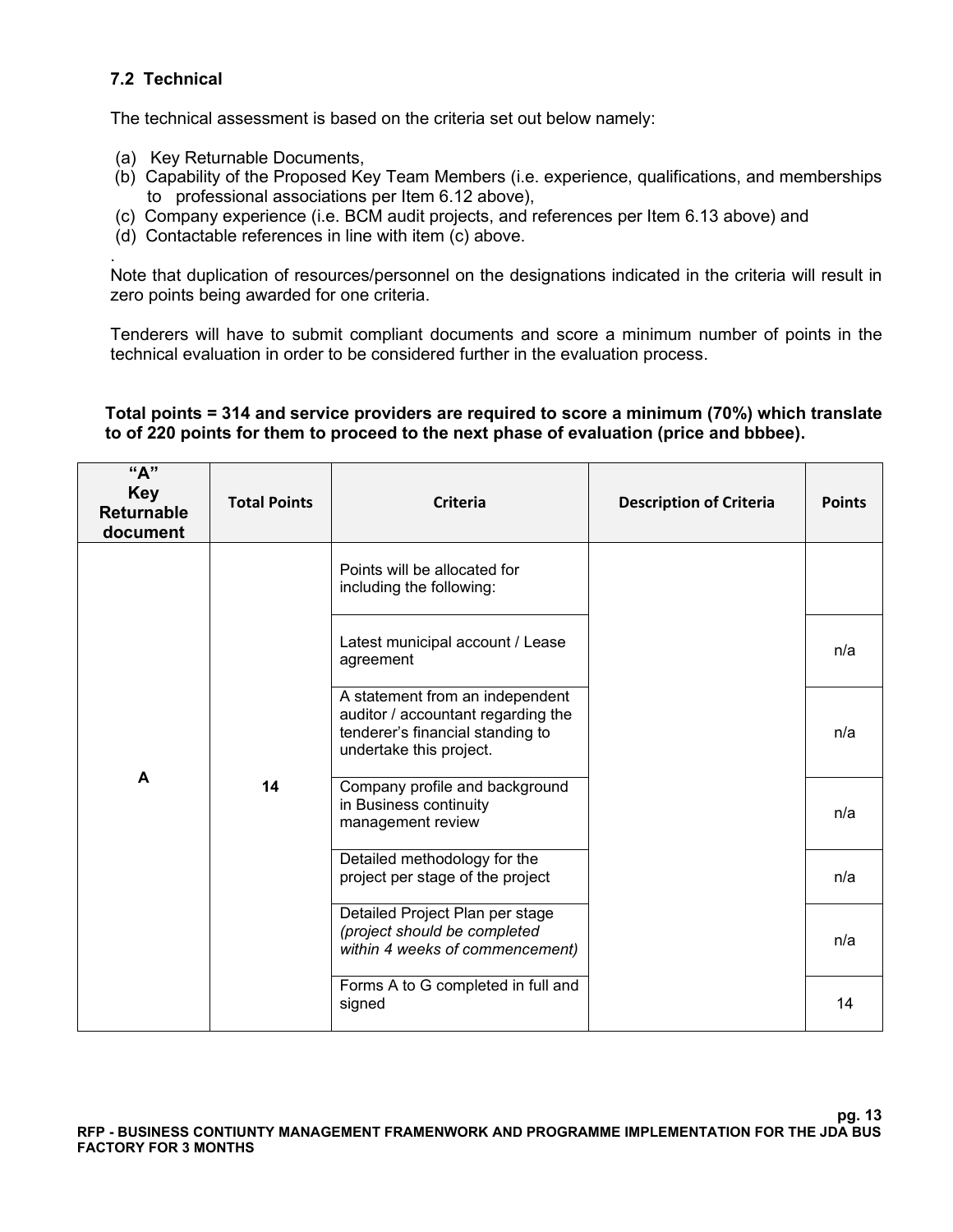### 7.2 Technical

The technical assessment is based on the criteria set out below namely:

(a) Key Returnable Documents,
(b) Capability of the Proposed Key Team Members (i.e. experience, qualifications, and memberships to professional associations per Item 6.12 above),
(c) Company experience (i.e. BCM audit projects, and references per Item 6.13 above) and
(d) Contactable references in line with item (c) above.

.
Note that duplication of resources/personnel on the designations indicated in the criteria will result in zero points being awarded for one criteria.

Tenderers will have to submit compliant documents and score a minimum number of points in the technical evaluation in order to be considered further in the evaluation process.

**Total points = 314 and service providers are required to score a minimum (70%) which translate to of 220 points for them to proceed to the next phase of evaluation (price and bbbee).**

| "A" Key Returnable document | Total Points | Criteria | Description of Criteria | Points |
|---|---|---|---|---|
| A | 14 | Points will be allocated for including the following: | | |
| | | Latest municipal account / Lease agreement | | n/a |
| | | A statement from an independent auditor / accountant regarding the tenderer's financial standing to undertake this project. | | n/a |
| | | Company profile and background in Business continuity management review | | n/a |
| | | Detailed methodology for the project per stage of the project | | n/a |
| | | Detailed Project Plan per stage *(project should be completed within 4 weeks of commencement)* | | n/a |
| | | Forms A to G completed in full and signed | | 14 |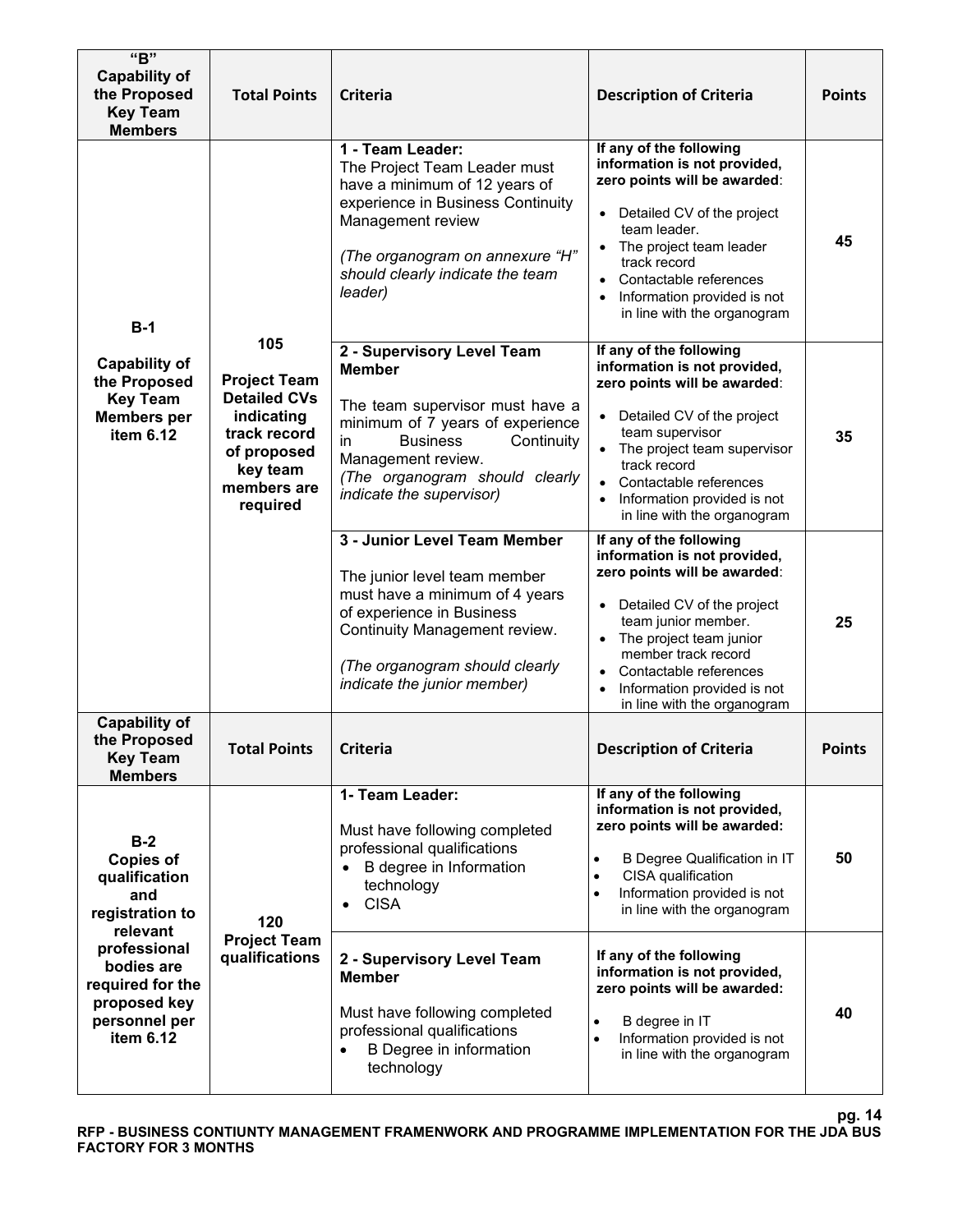| "B" Capability of the Proposed Key Team Members | Total Points | Criteria | Description of Criteria | Points |
|---|---|---|---|---|
| **B-1** **Capability of the Proposed Key Team Members per item 6.12** | **105** **Project Team Detailed CVs indicating track record of proposed key team members are required** | **1 - Team Leader:** The Project Team Leader must have a minimum of 12 years of experience in Business Continuity Management review *(The organogram on annexure "H" should clearly indicate the team leader)* | **If any of the following information is not provided, zero points will be awarded**: • Detailed CV of the project team leader. • The project team leader track record • Contactable references • Information provided is not in line with the organogram | **45** |
| | | **2 - Supervisory Level Team Member** The team supervisor must have a minimum of 7 years of experience in Business Continuity Management review. *(The organogram should clearly indicate the supervisor)* | **If any of the following information is not provided, zero points will be awarded**: • Detailed CV of the project team supervisor • The project team supervisor track record • Contactable references • Information provided is not in line with the organogram | **35** |
| | | **3 - Junior Level Team Member** The junior level team member must have a minimum of 4 years of experience in Business Continuity Management review. *(The organogram should clearly indicate the junior member)* | **If any of the following information is not provided, zero points will be awarded**: • Detailed CV of the project team junior member. • The project team junior member track record • Contactable references • Information provided is not in line with the organogram | **25** |
| **Capability of the Proposed Key Team Members** | **Total Points** | **Criteria** | **Description of Criteria** | **Points** |
| **B-2** **Copies of qualification and registration to relevant professional bodies are required for the proposed key personnel per item 6.12** | **120** **Project Team qualifications** | **1- Team Leader:** Must have following completed professional qualifications • B degree in Information technology • CISA | **If any of the following information is not provided, zero points will be awarded:** • B Degree Qualification in IT • CISA qualification • Information provided is not in line with the organogram | **50** |
| | | **2 - Supervisory Level Team Member** Must have following completed professional qualifications • B Degree in information technology | **If any of the following information is not provided, zero points will be awarded:** • B degree in IT • Information provided is not in line with the organogram | **40** |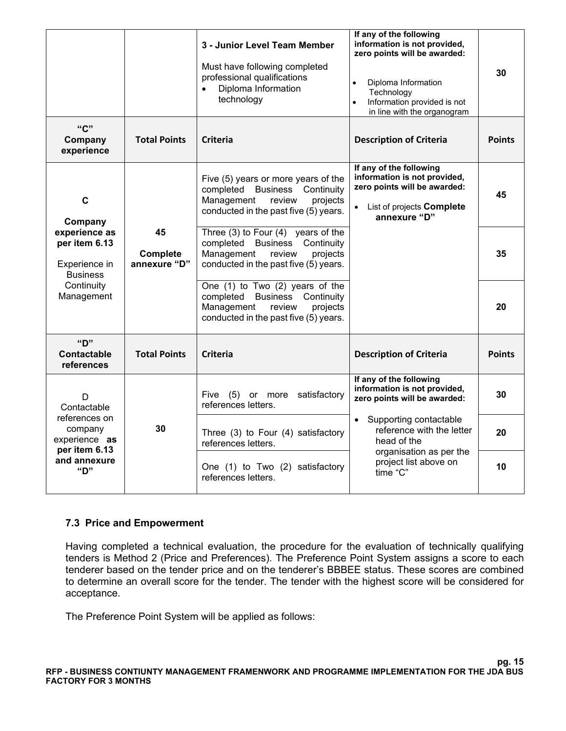| | | Criteria | Description of Criteria | Points |
|---|---|---|---|---|
| | | **3 - Junior Level Team Member**<br>Must have following completed professional qualifications<br>• Diploma Information technology | **If any of the following information is not provided, zero points will be awarded:**<br>• Diploma Information Technology<br>• Information provided is not in line with the organogram | **30** |
| **"C" Company experience** | **Total Points** | **Criteria** | **Description of Criteria** | **Points** |
| **C**<br>**Company experience as per item 6.13**<br>Experience in Business Continuity Management | **45**<br>**Complete annexure "D"** | Five (5) years or more years of the completed Business Continuity Management review projects conducted in the past five (5) years. | **If any of the following information is not provided, zero points will be awarded:**<br>• List of projects **Complete annexure "D"** | **45** |
| | | Three (3) to Four (4) years of the completed Business Continuity Management review projects conducted in the past five (5) years. | | **35** |
| | | One (1) to Two (2) years of the completed Business Continuity Management review projects conducted in the past five (5) years. | | **20** |
| **"D" Contactable references** | **Total Points** | **Criteria** | **Description of Criteria** | **Points** |
| D<br>Contactable references on company experience **as per item 6.13 and annexure "D"** | **30** | Five (5) or more satisfactory references letters. | **If any of the following information is not provided, zero points will be awarded:** | **30** |
| | | Three (3) to Four (4) satisfactory references letters. | • Supporting contactable reference with the letter head of the organisation as per the project list above on time "C" | **20** |
| | | One (1) to Two (2) satisfactory references letters. | | **10** |

### 7.3 Price and Empowerment

Having completed a technical evaluation, the procedure for the evaluation of technically qualifying tenders is Method 2 (Price and Preferences). The Preference Point System assigns a score to each tenderer based on the tender price and on the tenderer's BBBEE status. These scores are combined to determine an overall score for the tender. The tender with the highest score will be considered for acceptance.

The Preference Point System will be applied as follows: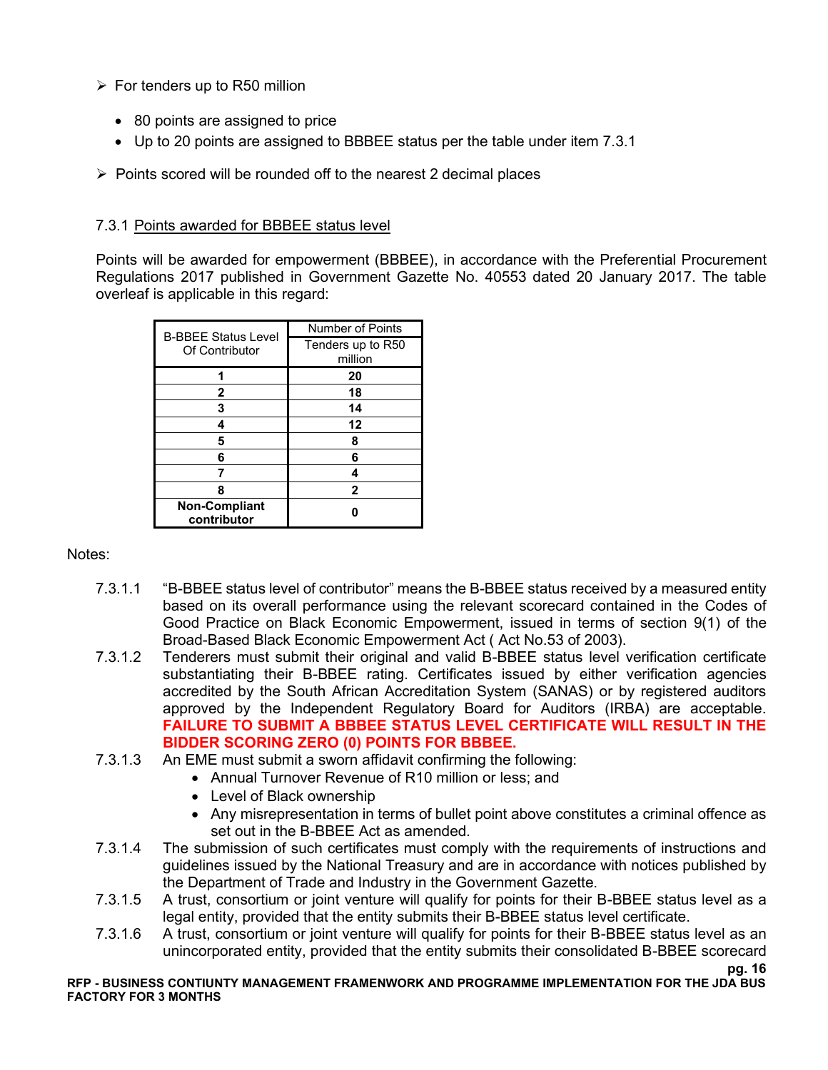- For tenders up to R50 million

  - 80 points are assigned to price
  - Up to 20 points are assigned to BBBEE status per the table under item 7.3.1

- Points scored will be rounded off to the nearest 2 decimal places

7.3.1 Points awarded for BBBEE status level

Points will be awarded for empowerment (BBBEE), in accordance with the Preferential Procurement Regulations 2017 published in Government Gazette No. 40553 dated 20 January 2017. The table overleaf is applicable in this regard:

| B-BBEE Status Level Of Contributor | Number of Points |
|---|---|
| | Tenders up to R50 million |
| **1** | **20** |
| **2** | **18** |
| **3** | **14** |
| **4** | **12** |
| **5** | **8** |
| **6** | **6** |
| **7** | **4** |
| **8** | **2** |
| **Non-Compliant contributor** | **0** |

Notes:

7.3.1.1 "B-BBEE status level of contributor" means the B-BBEE status received by a measured entity based on its overall performance using the relevant scorecard contained in the Codes of Good Practice on Black Economic Empowerment, issued in terms of section 9(1) of the Broad-Based Black Economic Empowerment Act ( Act No.53 of 2003).

7.3.1.2 Tenderers must submit their original and valid B-BBEE status level verification certificate substantiating their B-BBEE rating. Certificates issued by either verification agencies accredited by the South African Accreditation System (SANAS) or by registered auditors approved by the Independent Regulatory Board for Auditors (IRBA) are acceptable. **FAILURE TO SUBMIT A BBBEE STATUS LEVEL CERTIFICATE WILL RESULT IN THE BIDDER SCORING ZERO (0) POINTS FOR BBBEE.**

7.3.1.3 An EME must submit a sworn affidavit confirming the following:
- Annual Turnover Revenue of R10 million or less; and
- Level of Black ownership
- Any misrepresentation in terms of bullet point above constitutes a criminal offence as set out in the B-BBEE Act as amended.

7.3.1.4 The submission of such certificates must comply with the requirements of instructions and guidelines issued by the National Treasury and are in accordance with notices published by the Department of Trade and Industry in the Government Gazette.

7.3.1.5 A trust, consortium or joint venture will qualify for points for their B-BBEE status level as a legal entity, provided that the entity submits their B-BBEE status level certificate.

7.3.1.6 A trust, consortium or joint venture will qualify for points for their B-BBEE status level as an unincorporated entity, provided that the entity submits their consolidated B-BBEE scorecard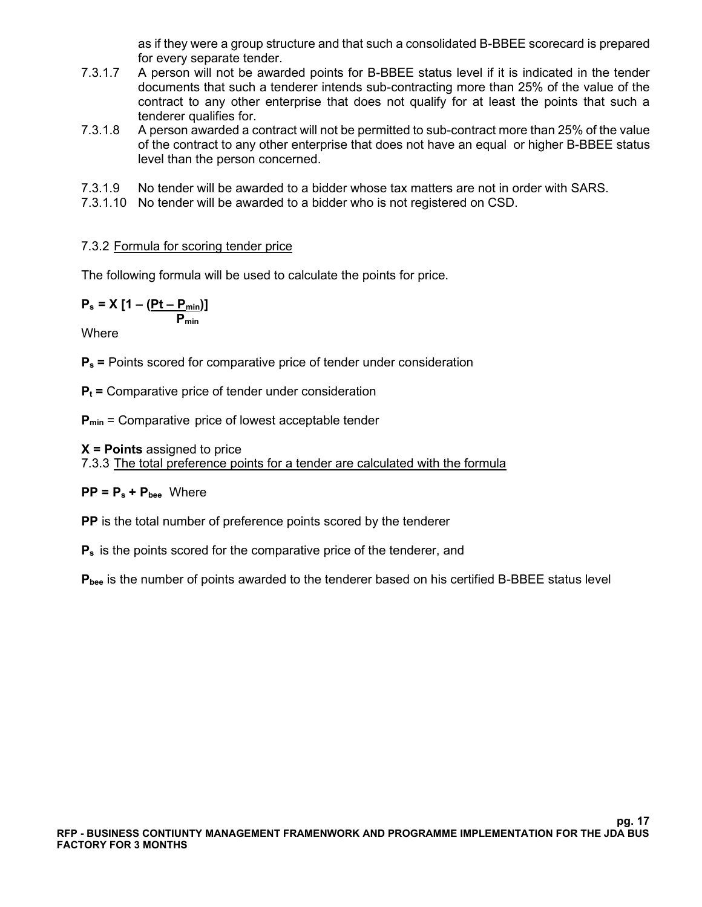as if they were a group structure and that such a consolidated B-BBEE scorecard is prepared for every separate tender.

7.3.1.7 A person will not be awarded points for B-BBEE status level if it is indicated in the tender documents that such a tenderer intends sub-contracting more than 25% of the value of the contract to any other enterprise that does not qualify for at least the points that such a tenderer qualifies for.

7.3.1.8 A person awarded a contract will not be permitted to sub-contract more than 25% of the value of the contract to any other enterprise that does not have an equal or higher B-BBEE status level than the person concerned.

7.3.1.9 No tender will be awarded to a bidder whose tax matters are not in order with SARS.

7.3.1.10 No tender will be awarded to a bidder who is not registered on CSD.

7.3.2 Formula for scoring tender price

The following formula will be used to calculate the points for price.

$$P_s = X \left[1 - \frac{(Pt - P_{min})}{P_{min}}\right]$$

Where

**$P_s$ =** Points scored for comparative price of tender under consideration

**$P_t$ =** Comparative price of tender under consideration

**$P_{min}$** = Comparative price of lowest acceptable tender

**X = Points** assigned to price

7.3.3 The total preference points for a tender are calculated with the formula

**$PP = P_s + P_{bee}$** Where

**PP** is the total number of preference points scored by the tenderer

**$P_s$** is the points scored for the comparative price of the tenderer, and

**$P_{bee}$** is the number of points awarded to the tenderer based on his certified B-BBEE status level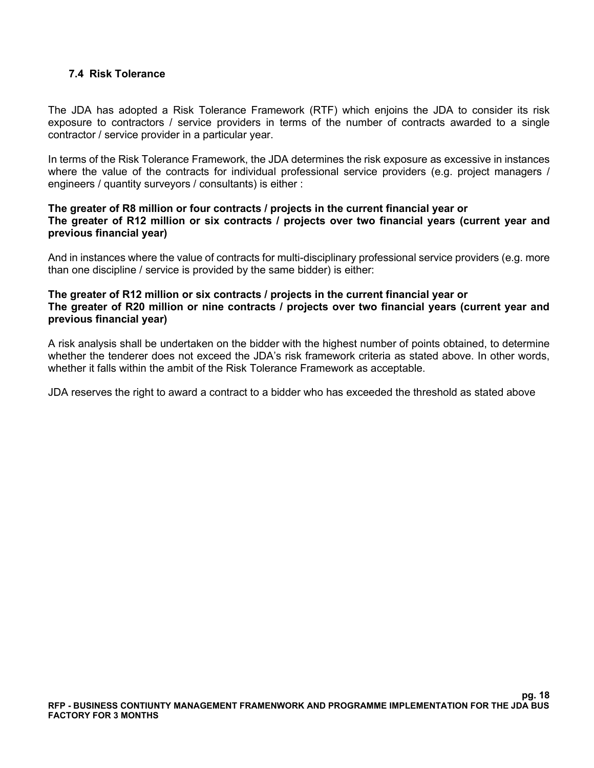### 7.4 Risk Tolerance

The JDA has adopted a Risk Tolerance Framework (RTF) which enjoins the JDA to consider its risk exposure to contractors / service providers in terms of the number of contracts awarded to a single contractor / service provider in a particular year.

In terms of the Risk Tolerance Framework, the JDA determines the risk exposure as excessive in instances where the value of the contracts for individual professional service providers (e.g. project managers / engineers / quantity surveyors / consultants) is either :

**The greater of R8 million or four contracts / projects in the current financial year or**
**The greater of R12 million or six contracts / projects over two financial years (current year and previous financial year)**

And in instances where the value of contracts for multi-disciplinary professional service providers (e.g. more than one discipline / service is provided by the same bidder) is either:

**The greater of R12 million or six contracts / projects in the current financial year or**
**The greater of R20 million or nine contracts / projects over two financial years (current year and previous financial year)**

A risk analysis shall be undertaken on the bidder with the highest number of points obtained, to determine whether the tenderer does not exceed the JDA's risk framework criteria as stated above. In other words, whether it falls within the ambit of the Risk Tolerance Framework as acceptable.

JDA reserves the right to award a contract to a bidder who has exceeded the threshold as stated above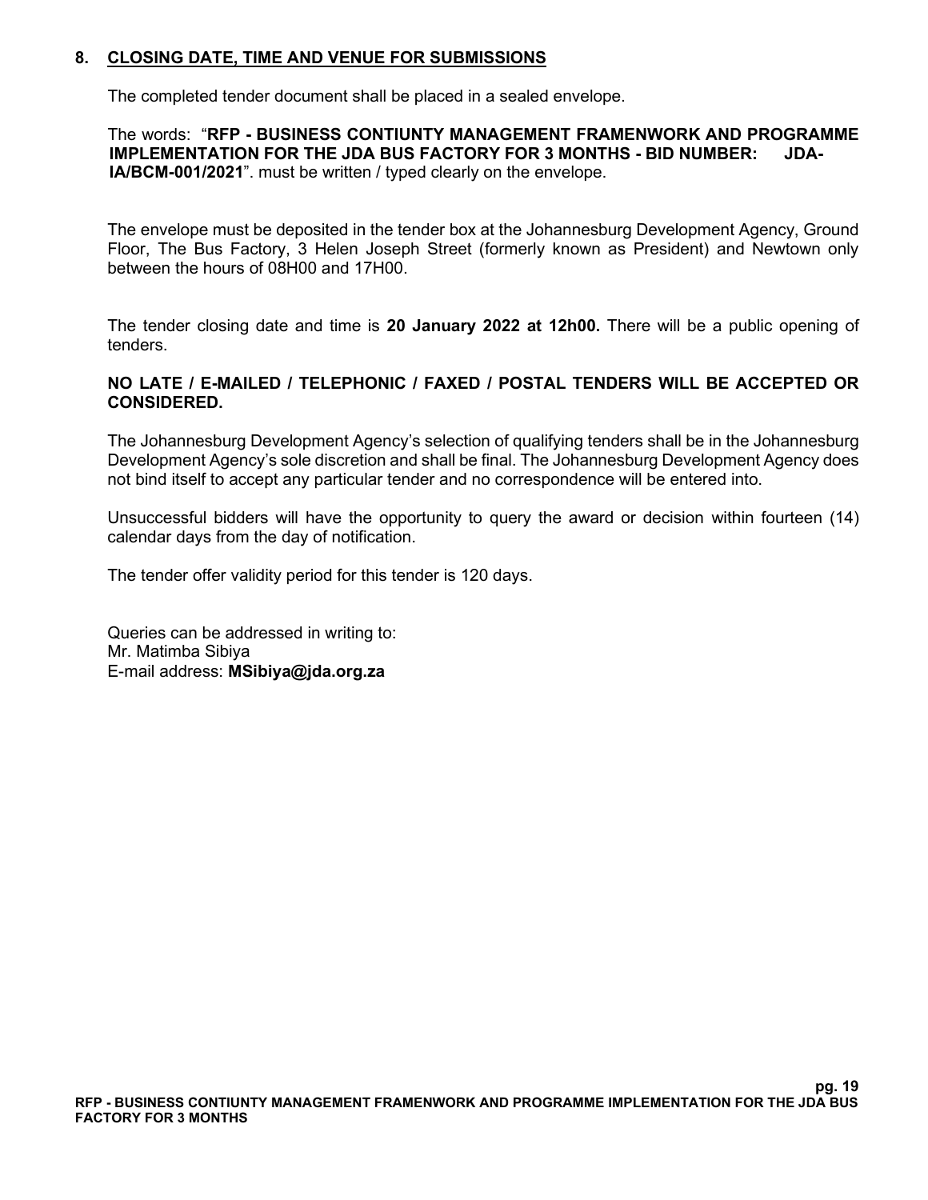## 8. CLOSING DATE, TIME AND VENUE FOR SUBMISSIONS

The completed tender document shall be placed in a sealed envelope.

The words: "**RFP - BUSINESS CONTIUNTY MANAGEMENT FRAMENWORK AND PROGRAMME IMPLEMENTATION FOR THE JDA BUS FACTORY FOR 3 MONTHS - BID NUMBER: JDA-IA/BCM-001/2021**". must be written / typed clearly on the envelope.

The envelope must be deposited in the tender box at the Johannesburg Development Agency, Ground Floor, The Bus Factory, 3 Helen Joseph Street (formerly known as President) and Newtown only between the hours of 08H00 and 17H00.

The tender closing date and time is **20 January 2022 at 12h00.** There will be a public opening of tenders.

**NO LATE / E-MAILED / TELEPHONIC / FAXED / POSTAL TENDERS WILL BE ACCEPTED OR CONSIDERED.**

The Johannesburg Development Agency's selection of qualifying tenders shall be in the Johannesburg Development Agency's sole discretion and shall be final. The Johannesburg Development Agency does not bind itself to accept any particular tender and no correspondence will be entered into.

Unsuccessful bidders will have the opportunity to query the award or decision within fourteen (14) calendar days from the day of notification.

The tender offer validity period for this tender is 120 days.

Queries can be addressed in writing to:
Mr. Matimba Sibiya
E-mail address: **MSibiya@jda.org.za**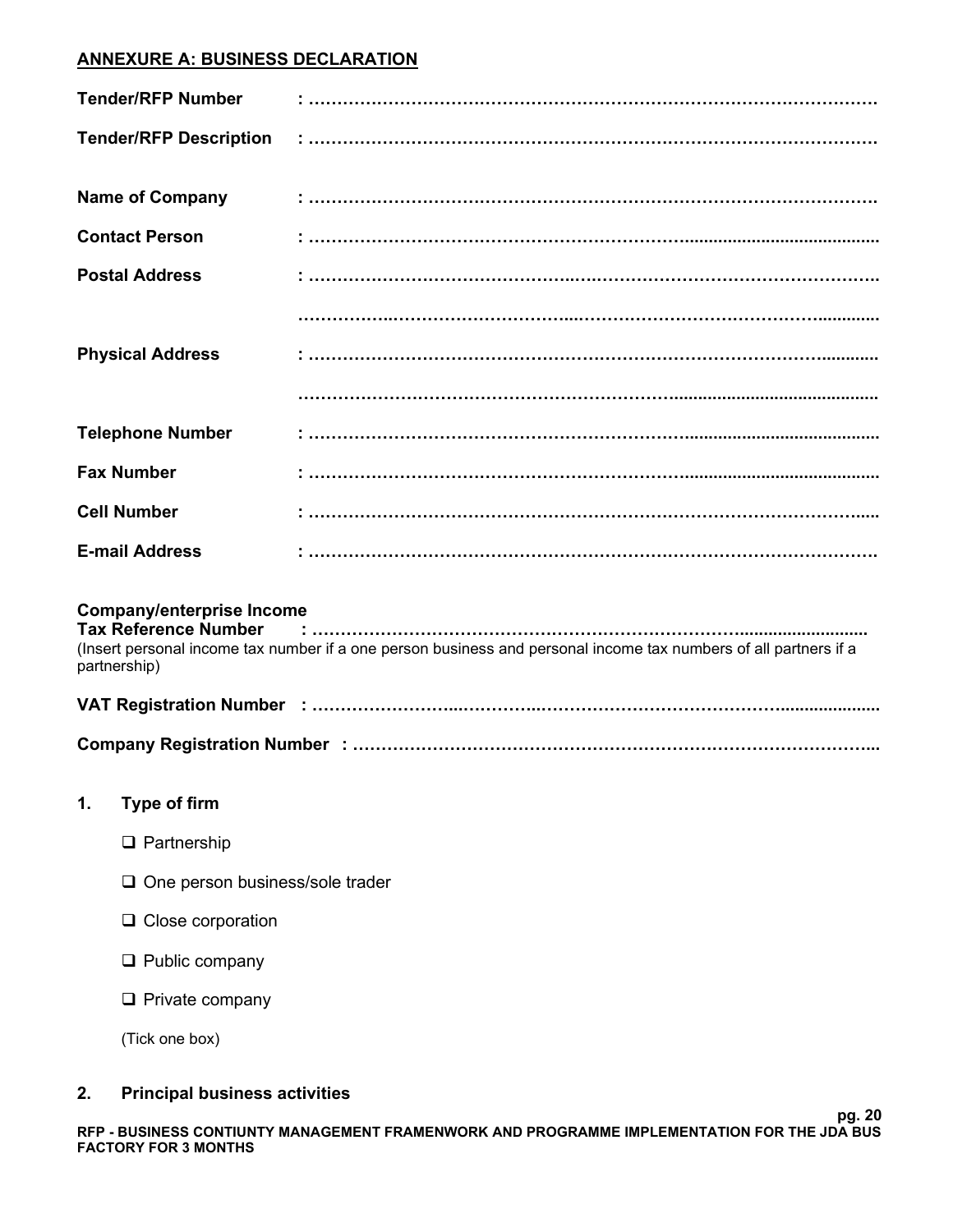## ANNEXURE A: BUSINESS DECLARATION

**Tender/RFP Number** : …………………………………………………………………………………

**Tender/RFP Description** : …………………………………………………………………………………

**Name of Company** : …………………………………………………………………………………

**Contact Person** : …………………………………………………………………………………

**Postal Address** : …………………………………………………………………………………

…………………………………………………………………………………

**Physical Address** : …………………………………………………………………………………

…………………………………………………………………………………

**Telephone Number** : …………………………………………………………………………………

**Fax Number** : …………………………………………………………………………………

**Cell Number** : …………………………………………………………………………………

**E-mail Address** : …………………………………………………………………………………

**Company/enterprise Income Tax Reference Number** : …………………………………………………………………………………
(Insert personal income tax number if a one person business and personal income tax numbers of all partners if a partnership)

**VAT Registration Number** : …………………………………………………………………………………

**Company Registration Number** : …………………………………………………………………………………

### 1. Type of firm

- ❑ Partnership
- ❑ One person business/sole trader
- ❑ Close corporation
- ❑ Public company
- ❑ Private company

(Tick one box)

### 2. Principal business activities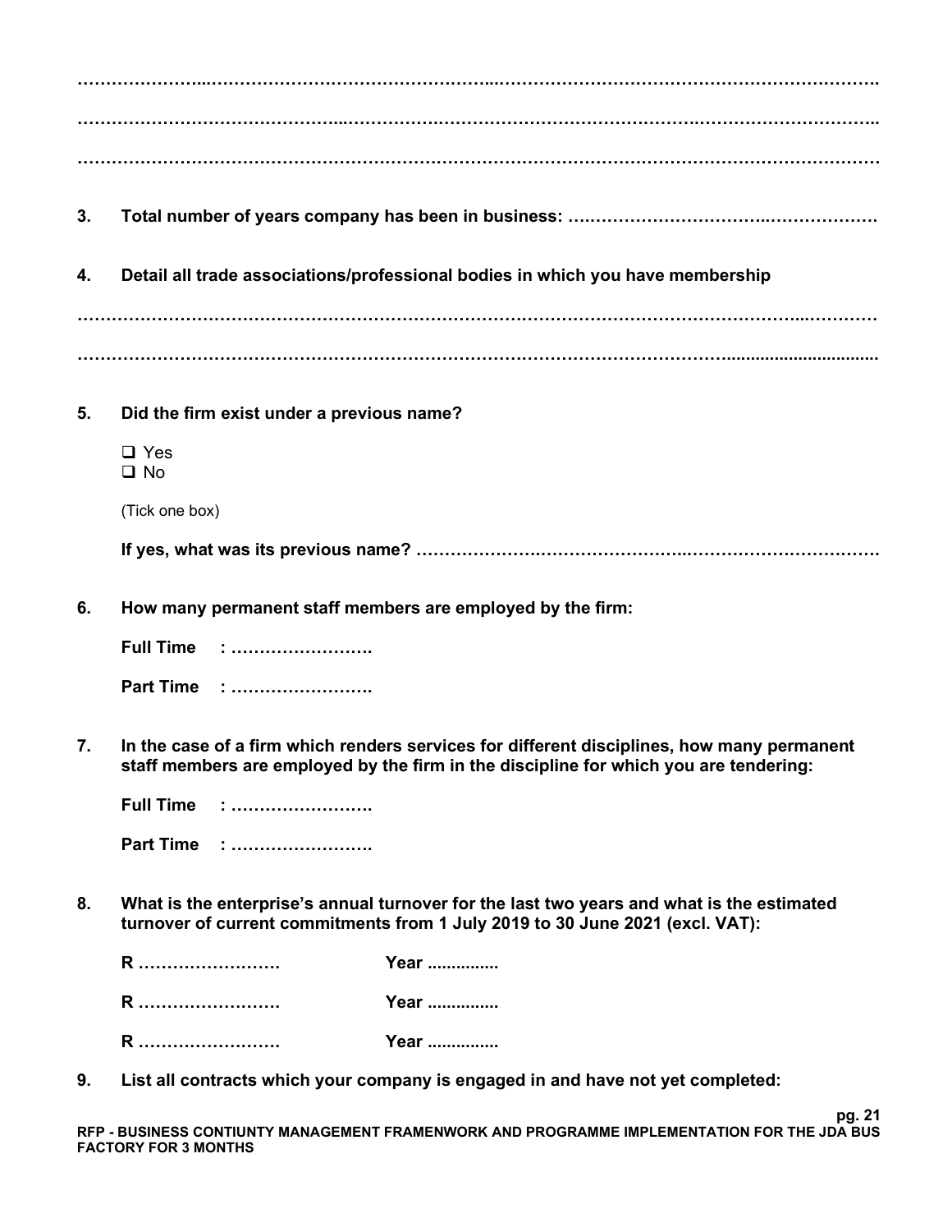……………………………………………………………………………………………………………………………………

……………………………………………………………………………………………………………………………………

……………………………………………………………………………………………………………………………………

**3. Total number of years company has been in business: ……………………………………………………**

**4. Detail all trade associations/professional bodies in which you have membership**

……………………………………………………………………………………………………………………………………

……………………………………………………………………………………………………………………………………

**5. Did the firm exist under a previous name?**

- ❑ Yes
- ❑ No

(Tick one box)

**If yes, what was its previous name? ……………………………………………………………………………**

**6. How many permanent staff members are employed by the firm:**

**Full Time : …………………….**

**Part Time : …………………….**

**7. In the case of a firm which renders services for different disciplines, how many permanent staff members are employed by the firm in the discipline for which you are tendering:**

**Full Time : …………………….**

**Part Time : …………………….**

**8. What is the enterprise's annual turnover for the last two years and what is the estimated turnover of current commitments from 1 July 2019 to 30 June 2021 (excl. VAT):**

**R …………………….** **Year ...............**

**R …………………….** **Year ...............**

**R …………………….** **Year ...............**

**9. List all contracts which your company is engaged in and have not yet completed:**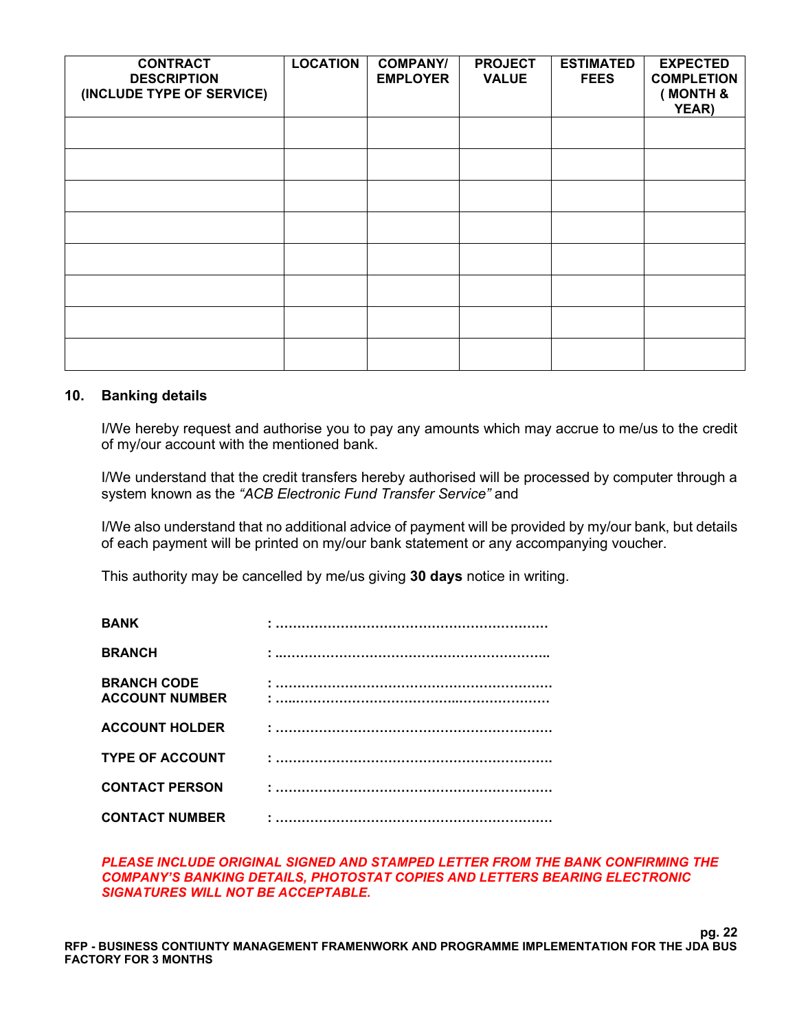| CONTRACT DESCRIPTION (INCLUDE TYPE OF SERVICE) | LOCATION | COMPANY/ EMPLOYER | PROJECT VALUE | ESTIMATED FEES | EXPECTED COMPLETION ( MONTH & YEAR) |
|---|---|---|---|---|---|
| | | | | | |
| | | | | | |
| | | | | | |
| | | | | | |
| | | | | | |
| | | | | | |
| | | | | | |
| | | | | | |

## 10. Banking details

I/We hereby request and authorise you to pay any amounts which may accrue to me/us to the credit of my/our account with the mentioned bank.

I/We understand that the credit transfers hereby authorised will be processed by computer through a system known as the *"ACB Electronic Fund Transfer Service"* and

I/We also understand that no additional advice of payment will be provided by my/our bank, but details of each payment will be printed on my/our bank statement or any accompanying voucher.

This authority may be cancelled by me/us giving **30 days** notice in writing.

**BANK** : ………………………………………………………

**BRANCH** : ………………………………………………………

**BRANCH CODE** : ………………………………………………………
**ACCOUNT NUMBER** : ………………………………………………………

**ACCOUNT HOLDER** : ………………………………………………………

**TYPE OF ACCOUNT** : ………………………………………………………

**CONTACT PERSON** : ………………………………………………………

**CONTACT NUMBER** : ………………………………………………………

***PLEASE INCLUDE ORIGINAL SIGNED AND STAMPED LETTER FROM THE BANK CONFIRMING THE COMPANY'S BANKING DETAILS, PHOTOSTAT COPIES AND LETTERS BEARING ELECTRONIC SIGNATURES WILL NOT BE ACCEPTABLE.***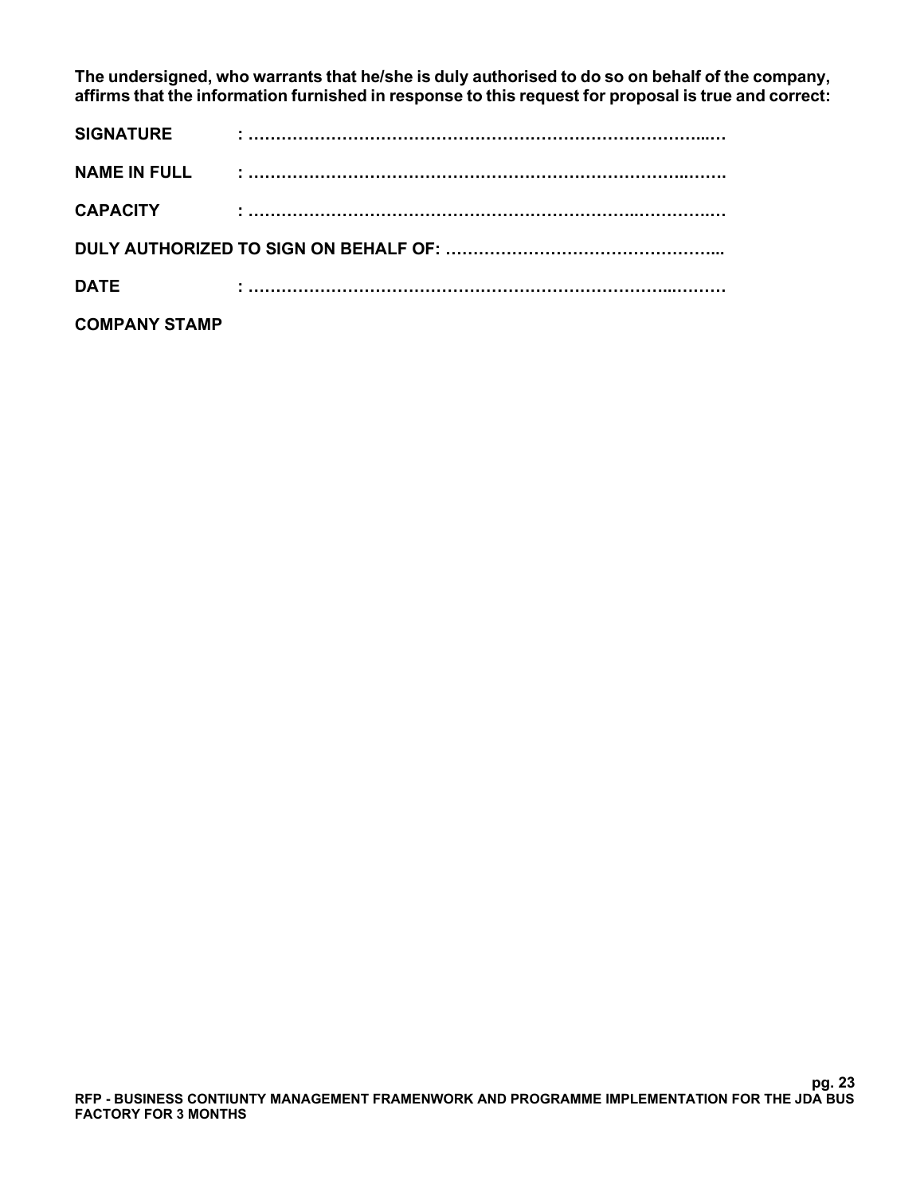**The undersigned, who warrants that he/she is duly authorised to do so on behalf of the company, affirms that the information furnished in response to this request for proposal is true and correct:**

**SIGNATURE : ……………………………………………………………………………...…**

**NAME IN FULL : ………………………………………………………………………..…….**

**CAPACITY : …………………………………………………………………..…………..…**

**DULY AUTHORIZED TO SIGN ON BEHALF OF: …………………………………………...**

**DATE : ……………………………………………………………………...………**

**COMPANY STAMP**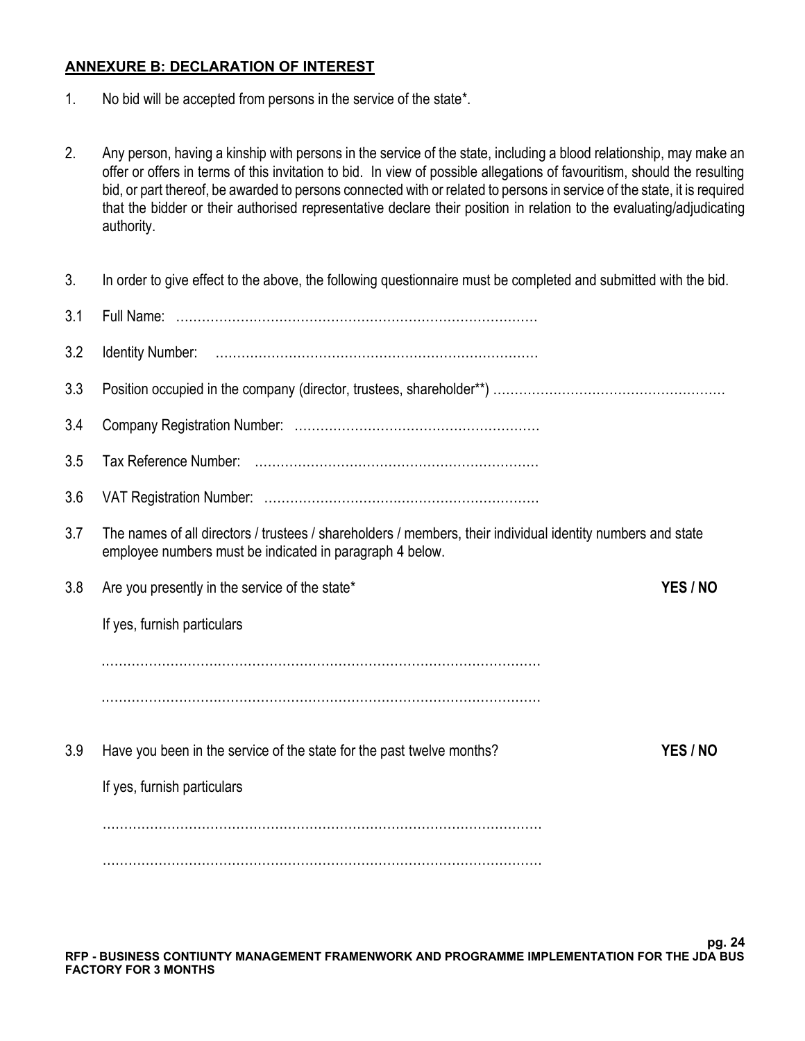## **ANNEXURE B: DECLARATION OF INTEREST**

1. No bid will be accepted from persons in the service of the state*.

2. Any person, having a kinship with persons in the service of the state, including a blood relationship, may make an offer or offers in terms of this invitation to bid. In view of possible allegations of favouritism, should the resulting bid, or part thereof, be awarded to persons connected with or related to persons in service of the state, it is required that the bidder or their authorised representative declare their position in relation to the evaluating/adjudicating authority.

3. In order to give effect to the above, the following questionnaire must be completed and submitted with the bid.

3.1 Full Name: …………………………………………………………………………

3.2 Identity Number: …………………………………………………………………

3.3 Position occupied in the company (director, trustees, shareholder**) ………………………………………………

3.4 Company Registration Number: ………………………………………………

3.5 Tax Reference Number: ………………………………………………………

3.6 VAT Registration Number: ……………………………………………………

3.7 The names of all directors / trustees / shareholders / members, their individual identity numbers and state employee numbers must be indicated in paragraph 4 below.

3.8 Are you presently in the service of the state* **YES / NO**

If yes, furnish particulars

……………………………………………………………………………………………

……………………………………………………………………………………………

3.9 Have you been in the service of the state for the past twelve months? **YES / NO**

If yes, furnish particulars

……………………………………………………………………………………………

……………………………………………………………………………………………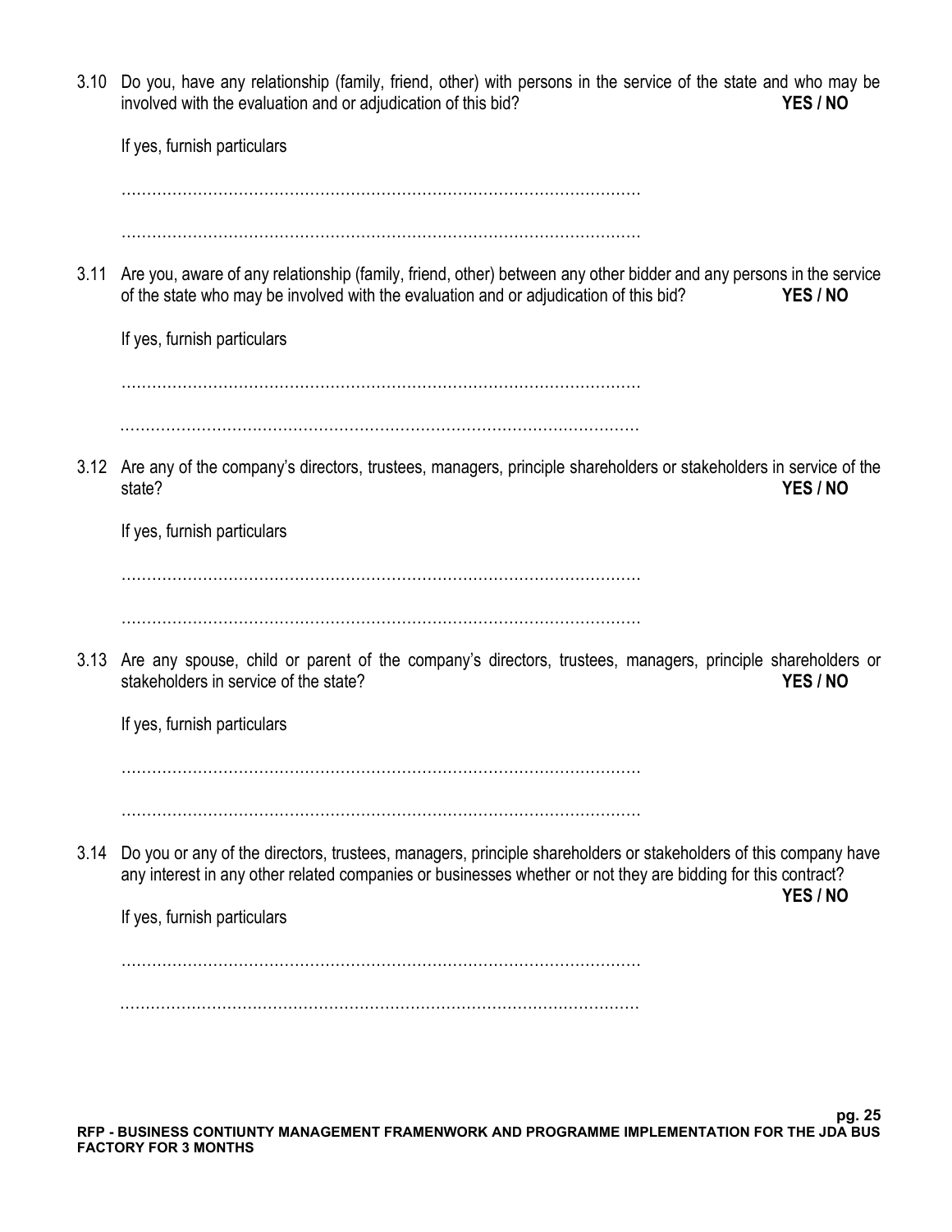3.10 Do you, have any relationship (family, friend, other) with persons in the service of the state and who may be involved with the evaluation and or adjudication of this bid? **YES / NO**

If yes, furnish particulars

…………………………………………………………………………………………

…………………………………………………………………………………………

3.11 Are you, aware of any relationship (family, friend, other) between any other bidder and any persons in the service of the state who may be involved with the evaluation and or adjudication of this bid? **YES / NO**

If yes, furnish particulars

…………………………………………………………………………………………

…………………………………………………………………………………………

3.12 Are any of the company's directors, trustees, managers, principle shareholders or stakeholders in service of the state? **YES / NO**

If yes, furnish particulars

…………………………………………………………………………………………

…………………………………………………………………………………………

3.13 Are any spouse, child or parent of the company's directors, trustees, managers, principle shareholders or stakeholders in service of the state? **YES / NO**

If yes, furnish particulars

…………………………………………………………………………………………

…………………………………………………………………………………………

3.14 Do you or any of the directors, trustees, managers, principle shareholders or stakeholders of this company have any interest in any other related companies or businesses whether or not they are bidding for this contract? **YES / NO**

If yes, furnish particulars

…………………………………………………………………………………………

…………………………………………………………………………………………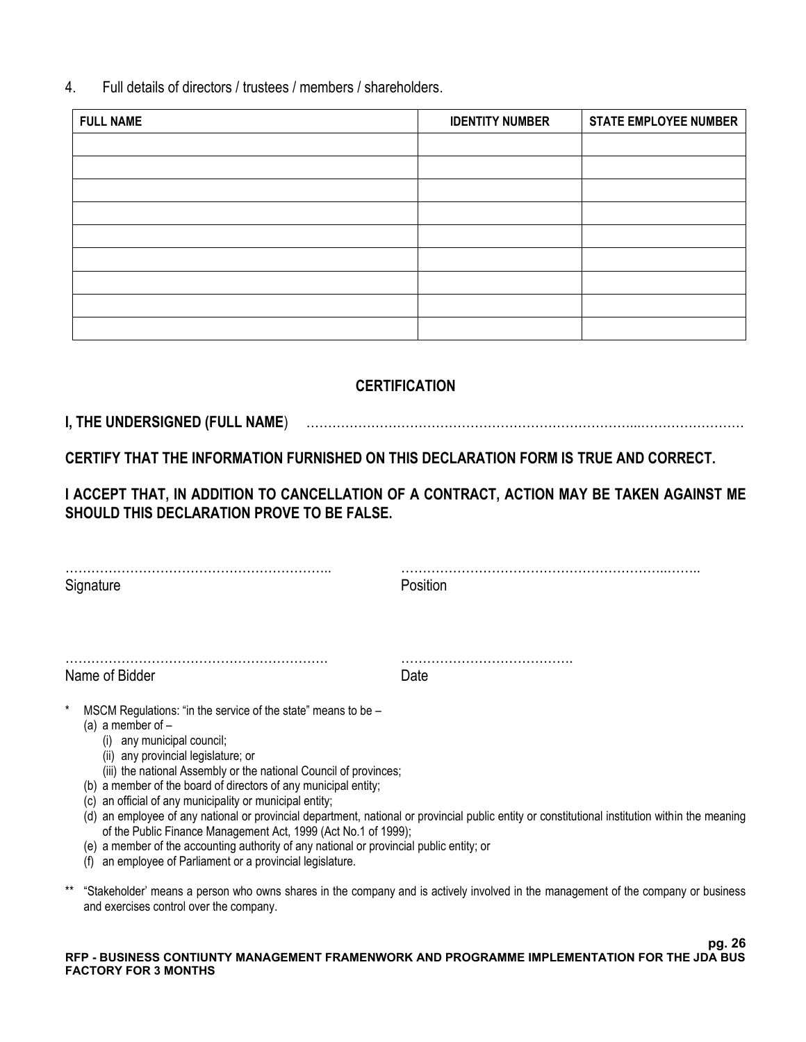4. Full details of directors / trustees / members / shareholders.

| FULL NAME | IDENTITY NUMBER | STATE EMPLOYEE NUMBER |
| --- | --- | --- |
| | | |
| | | |
| | | |
| | | |
| | | |
| | | |
| | | |
| | | |
| | | |

**CERTIFICATION**

**I, THE UNDERSIGNED (FULL NAME**) ………………………………………………………………...……………………

**CERTIFY THAT THE INFORMATION FURNISHED ON THIS DECLARATION FORM IS TRUE AND CORRECT.**

**I ACCEPT THAT, IN ADDITION TO CANCELLATION OF A CONTRACT, ACTION MAY BE TAKEN AGAINST ME SHOULD THIS DECLARATION PROVE TO BE FALSE.**

…………………………………………………..
Signature

………………………………………………………..……..
Position

…………………………………………………….
Name of Bidder

………………………………….
Date

\* MSCM Regulations: "in the service of the state" means to be –
(a) a member of –
(i) any municipal council;
(ii) any provincial legislature; or
(iii) the national Assembly or the national Council of provinces;
(b) a member of the board of directors of any municipal entity;
(c) an official of any municipality or municipal entity;
(d) an employee of any national or provincial department, national or provincial public entity or constitutional institution within the meaning of the Public Finance Management Act, 1999 (Act No.1 of 1999);
(e) a member of the accounting authority of any national or provincial public entity; or
(f) an employee of Parliament or a provincial legislature.

\*\* "Stakeholder' means a person who owns shares in the company and is actively involved in the management of the company or business and exercises control over the company.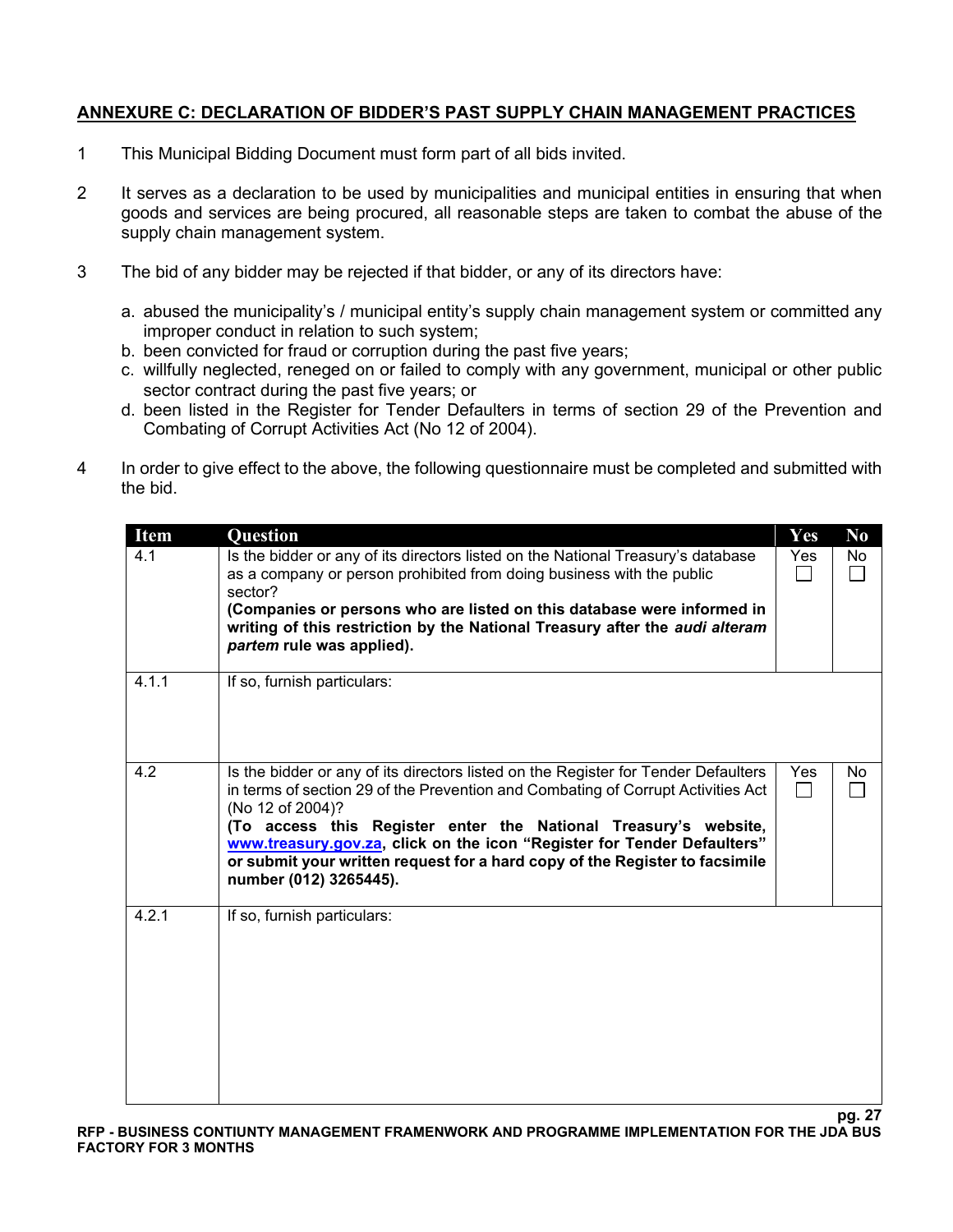## ANNEXURE C: DECLARATION OF BIDDER'S PAST SUPPLY CHAIN MANAGEMENT PRACTICES

1. This Municipal Bidding Document must form part of all bids invited.

2. It serves as a declaration to be used by municipalities and municipal entities in ensuring that when goods and services are being procured, all reasonable steps are taken to combat the abuse of the supply chain management system.

3. The bid of any bidder may be rejected if that bidder, or any of its directors have:

   a. abused the municipality's / municipal entity's supply chain management system or committed any improper conduct in relation to such system;
   b. been convicted for fraud or corruption during the past five years;
   c. willfully neglected, reneged on or failed to comply with any government, municipal or other public sector contract during the past five years; or
   d. been listed in the Register for Tender Defaulters in terms of section 29 of the Prevention and Combating of Corrupt Activities Act (No 12 of 2004).

4. In order to give effect to the above, the following questionnaire must be completed and submitted with the bid.

| Item | Question | Yes | No |
|---|---|---|---|
| 4.1 | Is the bidder or any of its directors listed on the National Treasury's database as a company or person prohibited from doing business with the public sector?<br>**(Companies or persons who are listed on this database were informed in writing of this restriction by the National Treasury after the *audi alteram partem* rule was applied).** | Yes ☐ | No ☐ |
| 4.1.1 | If so, furnish particulars: | | |
| 4.2 | Is the bidder or any of its directors listed on the Register for Tender Defaulters in terms of section 29 of the Prevention and Combating of Corrupt Activities Act (No 12 of 2004)?<br>**(To access this Register enter the National Treasury's website, www.treasury.gov.za, click on the icon "Register for Tender Defaulters" or submit your written request for a hard copy of the Register to facsimile number (012) 3265445).** | Yes ☐ | No ☐ |
| 4.2.1 | If so, furnish particulars: | | |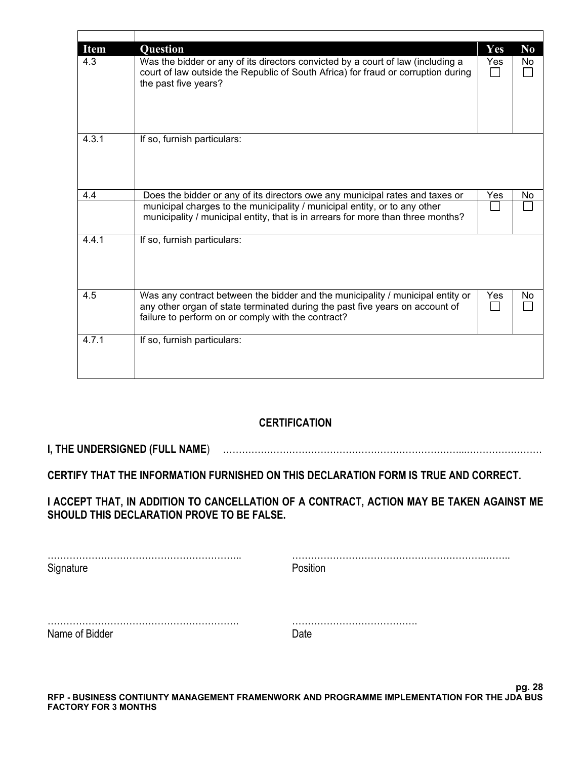| Item | Question | Yes | No |
|---|---|---|---|
| 4.3 | Was the bidder or any of its directors convicted by a court of law (including a court of law outside the Republic of South Africa) for fraud or corruption during the past five years? | Yes ☐ | No ☐ |
| 4.3.1 | If so, furnish particulars: | | |
| 4.4 | Does the bidder or any of its directors owe any municipal rates and taxes or municipal charges to the municipality / municipal entity, or to any other municipality / municipal entity, that is in arrears for more than three months? | Yes ☐ | No ☐ |
| 4.4.1 | If so, furnish particulars: | | |
| 4.5 | Was any contract between the bidder and the municipality / municipal entity or any other organ of state terminated during the past five years on account of failure to perform on or comply with the contract? | Yes ☐ | No ☐ |
| 4.7.1 | If so, furnish particulars: | | |

## CERTIFICATION

**I, THE UNDERSIGNED (FULL NAME)** ……………………………………………………………………..……………………

**CERTIFY THAT THE INFORMATION FURNISHED ON THIS DECLARATION FORM IS TRUE AND CORRECT.**

**I ACCEPT THAT, IN ADDITION TO CANCELLATION OF A CONTRACT, ACTION MAY BE TAKEN AGAINST ME SHOULD THIS DECLARATION PROVE TO BE FALSE.**

…………………………………………………….. ……………………………………………………..……..
Signature Position

……………………………………………………. ………………………………….
Name of Bidder Date

RFP - BUSINESS CONTIUNTY MANAGEMENT FRAMENWORK AND PROGRAMME IMPLEMENTATION FOR THE JDA BUS FACTORY FOR 3 MONTHS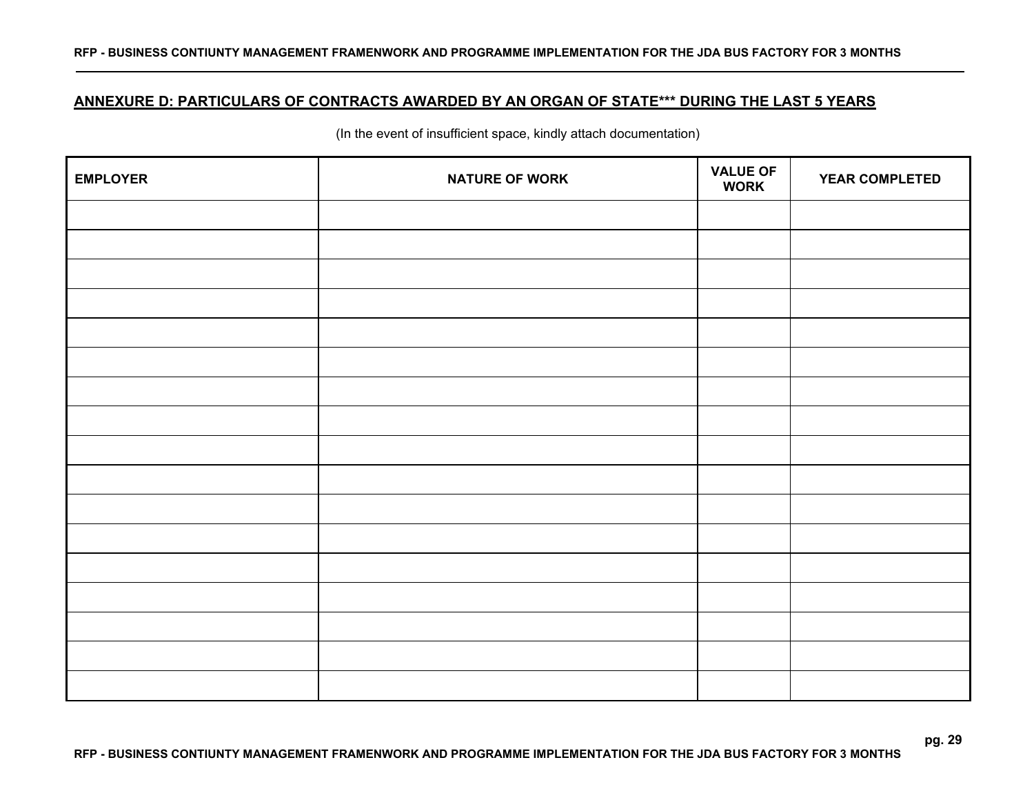## ANNEXURE D: PARTICULARS OF CONTRACTS AWARDED BY AN ORGAN OF STATE*** DURING THE LAST 5 YEARS

(In the event of insufficient space, kindly attach documentation)

| EMPLOYER | NATURE OF WORK | VALUE OF WORK | YEAR COMPLETED |
|---|---|---|---|
| | | | |
| | | | |
| | | | |
| | | | |
| | | | |
| | | | |
| | | | |
| | | | |
| | | | |
| | | | |
| | | | |
| | | | |
| | | | |
| | | | |
| | | | |
| | | | |
| | | | |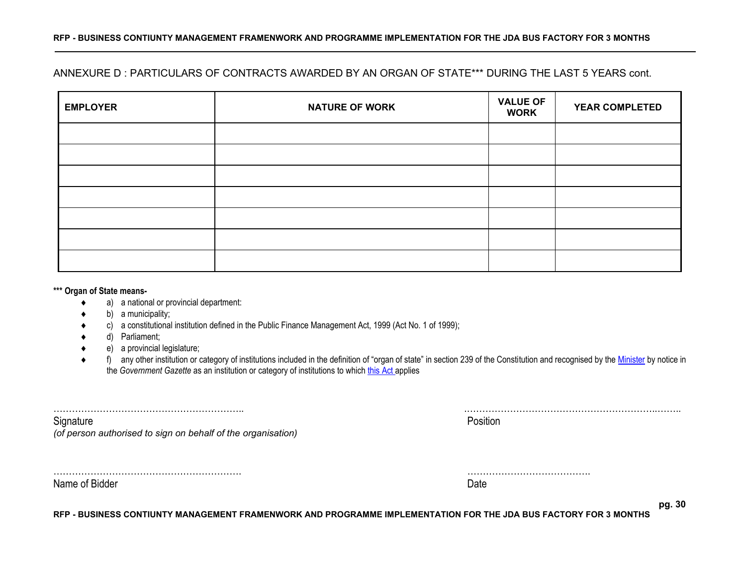ANNEXURE D : PARTICULARS OF CONTRACTS AWARDED BY AN ORGAN OF STATE*** DURING THE LAST 5 YEARS cont.

| EMPLOYER | NATURE OF WORK | VALUE OF WORK | YEAR COMPLETED |
|---|---|---|---|
| | | | |
| | | | |
| | | | |
| | | | |
| | | | |
| | | | |
| | | | |

**\*\*\* Organ of State means-**

- a) a national or provincial department:
- b) a municipality;
- c) a constitutional institution defined in the Public Finance Management Act, 1999 (Act No. 1 of 1999);
- d) Parliament;
- e) a provincial legislature;
- f) any other institution or category of institutions included in the definition of "organ of state" in section 239 of the Constitution and recognised by the Minister by notice in the *Government Gazette* as an institution or category of institutions to which this Act applies

……………………………………………………..
Signature
*(of person authorised to sign on behalf of the organisation)*

……………………………………………………..……..
Position

…………………………………………………….
Name of Bidder

………………………………….
Date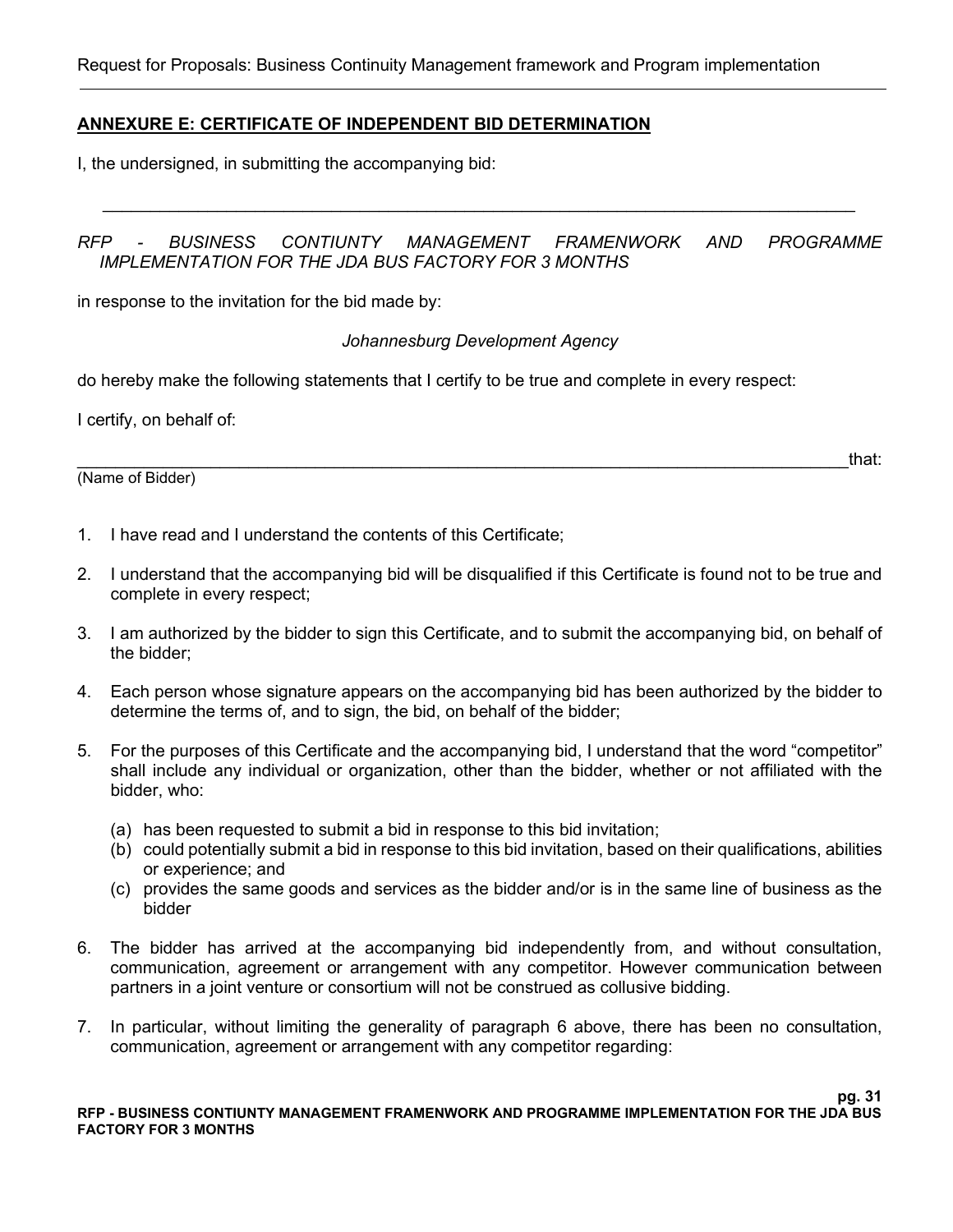**ANNEXURE E: CERTIFICATE OF INDEPENDENT BID DETERMINATION**

I, the undersigned, in submitting the accompanying bid:

\_\_\_\_\_\_\_\_\_\_\_\_\_\_\_\_\_\_\_\_\_\_\_\_\_\_\_\_\_\_\_\_\_\_\_\_\_\_\_\_\_\_\_\_\_\_\_\_\_\_\_\_\_\_\_\_\_\_\_\_\_\_\_\_\_\_\_\_\_\_\_\_\_\_

*RFP - BUSINESS CONTIUNTY MANAGEMENT FRAMENWORK AND PROGRAMME IMPLEMENTATION FOR THE JDA BUS FACTORY FOR 3 MONTHS*

in response to the invitation for the bid made by:

*Johannesburg Development Agency*

do hereby make the following statements that I certify to be true and complete in every respect:

I certify, on behalf of:

\_\_\_\_\_\_\_\_\_\_\_\_\_\_\_\_\_\_\_\_\_\_\_\_\_\_\_\_\_\_\_\_\_\_\_\_\_\_\_\_\_\_\_\_\_\_\_\_\_\_\_\_\_\_\_\_\_\_\_\_\_\_\_\_\_\_\_\_\_\_\_\_\_\_that:
(Name of Bidder)

1. I have read and I understand the contents of this Certificate;
2. I understand that the accompanying bid will be disqualified if this Certificate is found not to be true and complete in every respect;
3. I am authorized by the bidder to sign this Certificate, and to submit the accompanying bid, on behalf of the bidder;
4. Each person whose signature appears on the accompanying bid has been authorized by the bidder to determine the terms of, and to sign, the bid, on behalf of the bidder;
5. For the purposes of this Certificate and the accompanying bid, I understand that the word "competitor" shall include any individual or organization, other than the bidder, whether or not affiliated with the bidder, who:
   (a) has been requested to submit a bid in response to this bid invitation;
   (b) could potentially submit a bid in response to this bid invitation, based on their qualifications, abilities or experience; and
   (c) provides the same goods and services as the bidder and/or is in the same line of business as the bidder
6. The bidder has arrived at the accompanying bid independently from, and without consultation, communication, agreement or arrangement with any competitor. However communication between partners in a joint venture or consortium will not be construed as collusive bidding.
7. In particular, without limiting the generality of paragraph 6 above, there has been no consultation, communication, agreement or arrangement with any competitor regarding: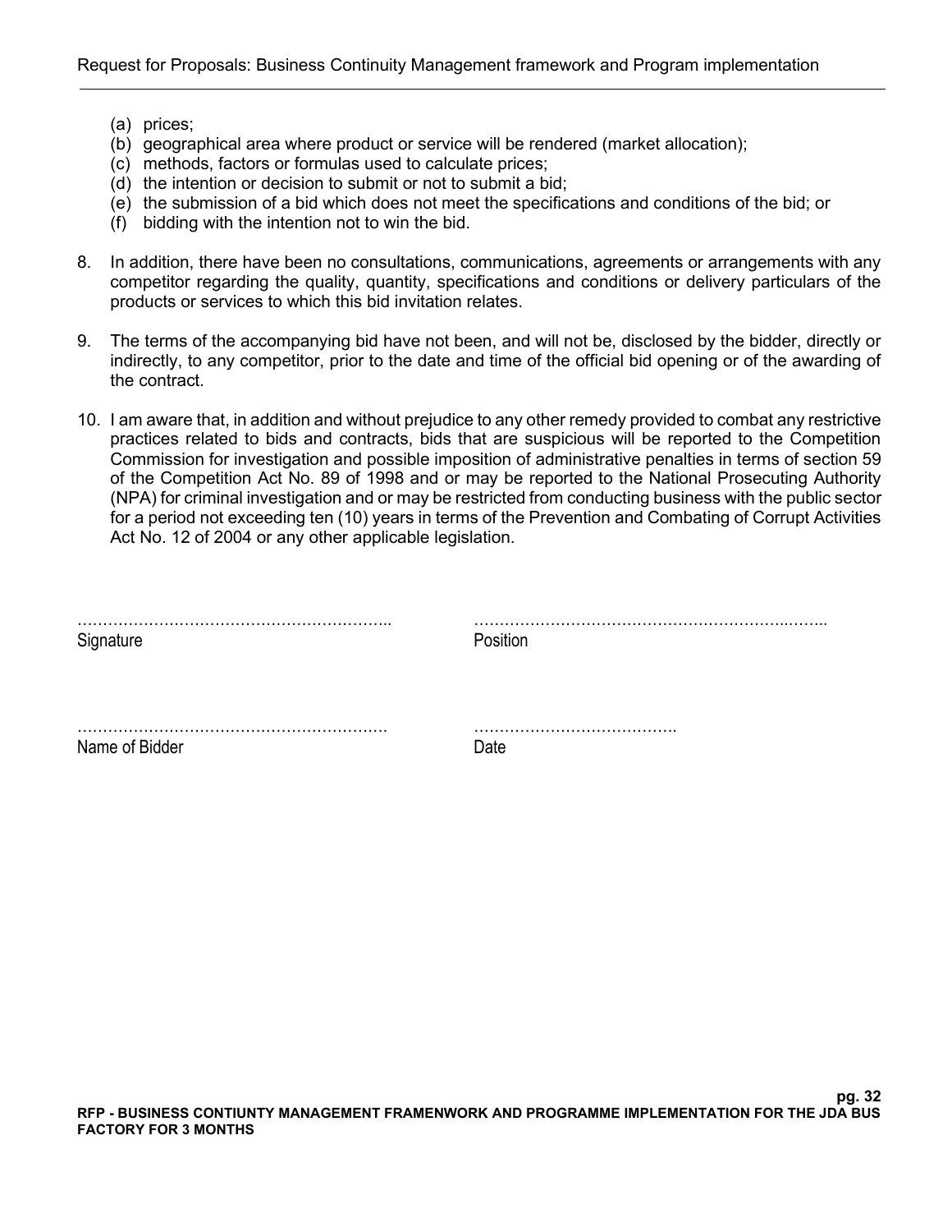(a) prices;
(b) geographical area where product or service will be rendered (market allocation);
(c) methods, factors or formulas used to calculate prices;
(d) the intention or decision to submit or not to submit a bid;
(e) the submission of a bid which does not meet the specifications and conditions of the bid; or
(f) bidding with the intention not to win the bid.

8. In addition, there have been no consultations, communications, agreements or arrangements with any competitor regarding the quality, quantity, specifications and conditions or delivery particulars of the products or services to which this bid invitation relates.

9. The terms of the accompanying bid have not been, and will not be, disclosed by the bidder, directly or indirectly, to any competitor, prior to the date and time of the official bid opening or of the awarding of the contract.

10. I am aware that, in addition and without prejudice to any other remedy provided to combat any restrictive practices related to bids and contracts, bids that are suspicious will be reported to the Competition Commission for investigation and possible imposition of administrative penalties in terms of section 59 of the Competition Act No. 89 of 1998 and or may be reported to the National Prosecuting Authority (NPA) for criminal investigation and or may be restricted from conducting business with the public sector for a period not exceeding ten (10) years in terms of the Prevention and Combating of Corrupt Activities Act No. 12 of 2004 or any other applicable legislation.

……………………………………………………..  
Signature

…………………………………………………..……..  
Position

…………………………………………………….  
Name of Bidder

……………………………….  
Date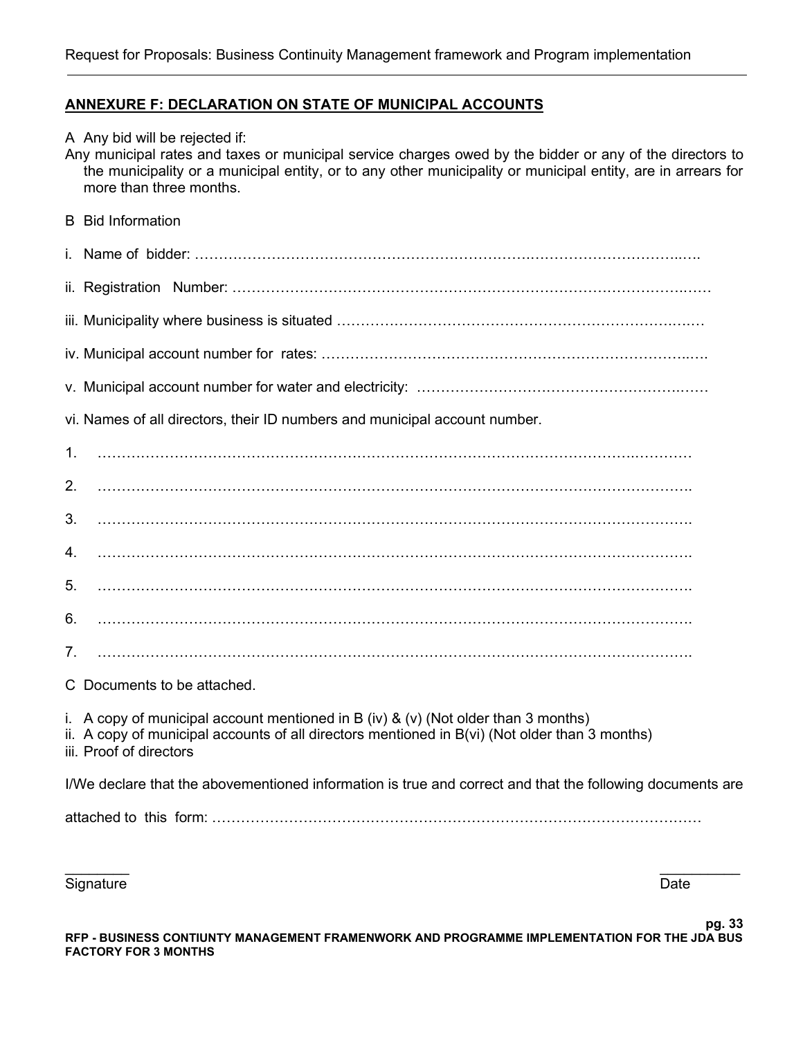## ANNEXURE F: DECLARATION ON STATE OF MUNICIPAL ACCOUNTS

A Any bid will be rejected if:

Any municipal rates and taxes or municipal service charges owed by the bidder or any of the directors to the municipality or a municipal entity, or to any other municipality or municipal entity, are in arrears for more than three months.

B Bid Information

i. Name of bidder: ……………………………………………………………………………………………….

ii. Registration Number: ……………………………………………………………………………………………

iii. Municipality where business is situated ………………………………………………………………….

iv. Municipal account number for rates: ……………………………………………………………………….

v. Municipal account number for water and electricity: …………………………………………………….

vi. Names of all directors, their ID numbers and municipal account number.

1. ……………………………………………………………………………………………………………
2. ……………………………………………………………………………………………………………
3. ……………………………………………………………………………………………………………
4. ……………………………………………………………………………………………………………
5. ……………………………………………………………………………………………………………
6. ……………………………………………………………………………………………………………
7. ……………………………………………………………………………………………………………

C Documents to be attached.

i. A copy of municipal account mentioned in B (iv) & (v) (Not older than 3 months)
ii. A copy of municipal accounts of all directors mentioned in B(vi) (Not older than 3 months)
iii. Proof of directors

I/We declare that the abovementioned information is true and correct and that the following documents are

attached to this form: ……………………………………………………………………………………………

________ __________

Signature Date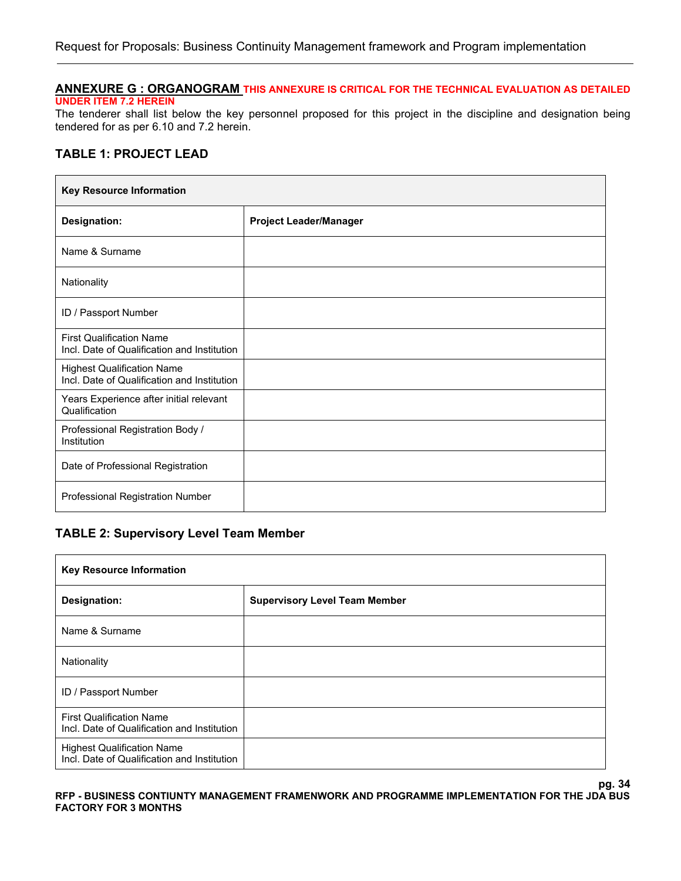## ANNEXURE G : ORGANOGRAM **THIS ANNEXURE IS CRITICAL FOR THE TECHNICAL EVALUATION AS DETAILED UNDER ITEM 7.2 HEREIN**

The tenderer shall list below the key personnel proposed for this project in the discipline and designation being tendered for as per 6.10 and 7.2 herein.

### TABLE 1: PROJECT LEAD

| **Key Resource Information** | |
|---|---|
| **Designation:** | **Project Leader/Manager** |
| Name & Surname | |
| Nationality | |
| ID / Passport Number | |
| First Qualification Name Incl. Date of Qualification and Institution | |
| Highest Qualification Name Incl. Date of Qualification and Institution | |
| Years Experience after initial relevant Qualification | |
| Professional Registration Body / Institution | |
| Date of Professional Registration | |
| Professional Registration Number | |

### TABLE 2: Supervisory Level Team Member

| **Key Resource Information** | |
|---|---|
| **Designation:** | **Supervisory Level Team Member** |
| Name & Surname | |
| Nationality | |
| ID / Passport Number | |
| First Qualification Name Incl. Date of Qualification and Institution | |
| Highest Qualification Name Incl. Date of Qualification and Institution | |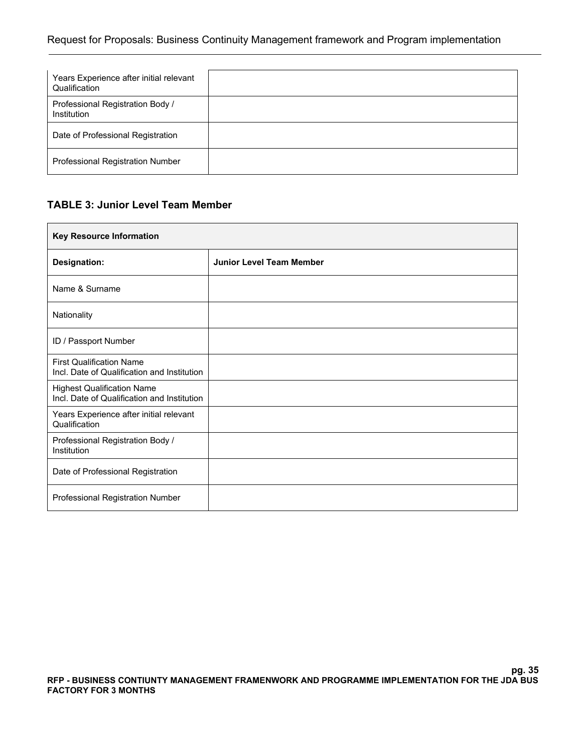| | |
|---|---|
| Years Experience after initial relevant Qualification | |
| Professional Registration Body / Institution | |
| Date of Professional Registration | |
| Professional Registration Number | |

### TABLE 3: Junior Level Team Member

| **Key Resource Information** | |
|---|---|
| **Designation:** | **Junior Level Team Member** |
| Name & Surname | |
| Nationality | |
| ID / Passport Number | |
| First Qualification Name<br>Incl. Date of Qualification and Institution | |
| Highest Qualification Name<br>Incl. Date of Qualification and Institution | |
| Years Experience after initial relevant Qualification | |
| Professional Registration Body / Institution | |
| Date of Professional Registration | |
| Professional Registration Number | |